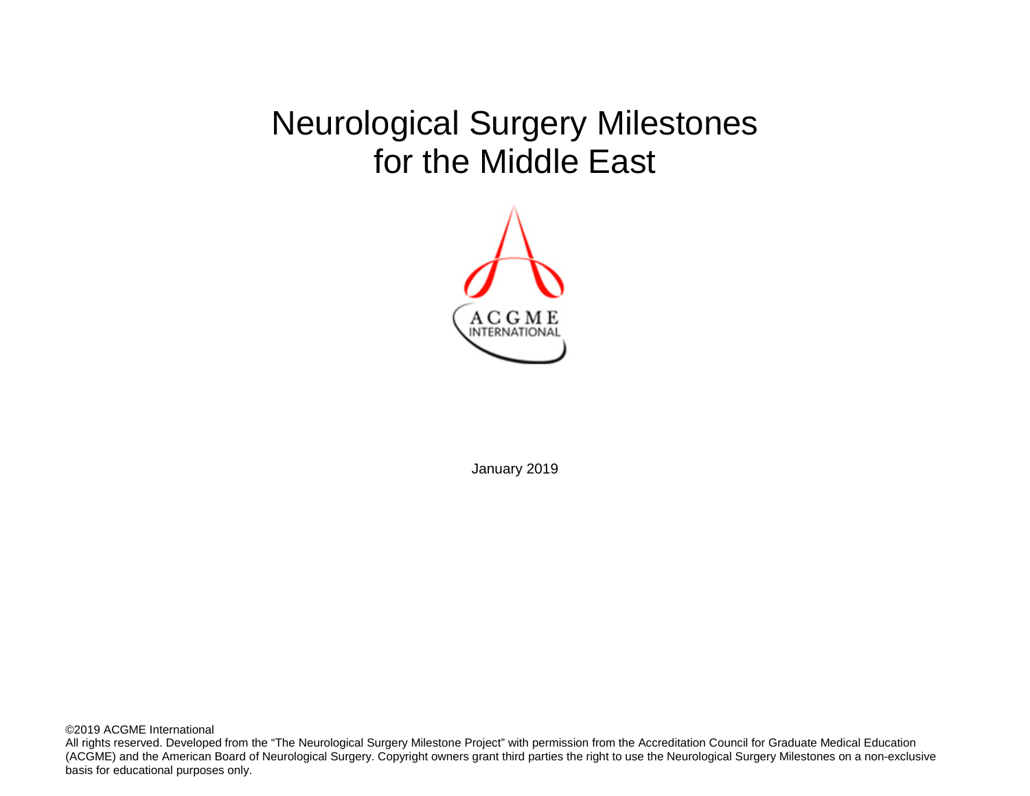# Neurological Surgery Milestones for the Middle East

January 2019

©2019 ACGME International

All rights reserved. Developed from the "The Neurological Surgery Milestone Project" with permission from the Accreditation Council for Graduate Medical Education (ACGME) and the American Board of Neurological Surgery. Copyright owners grant third parties the right to use the Neurological Surgery Milestones on a non-exclusive basis for educational purposes only.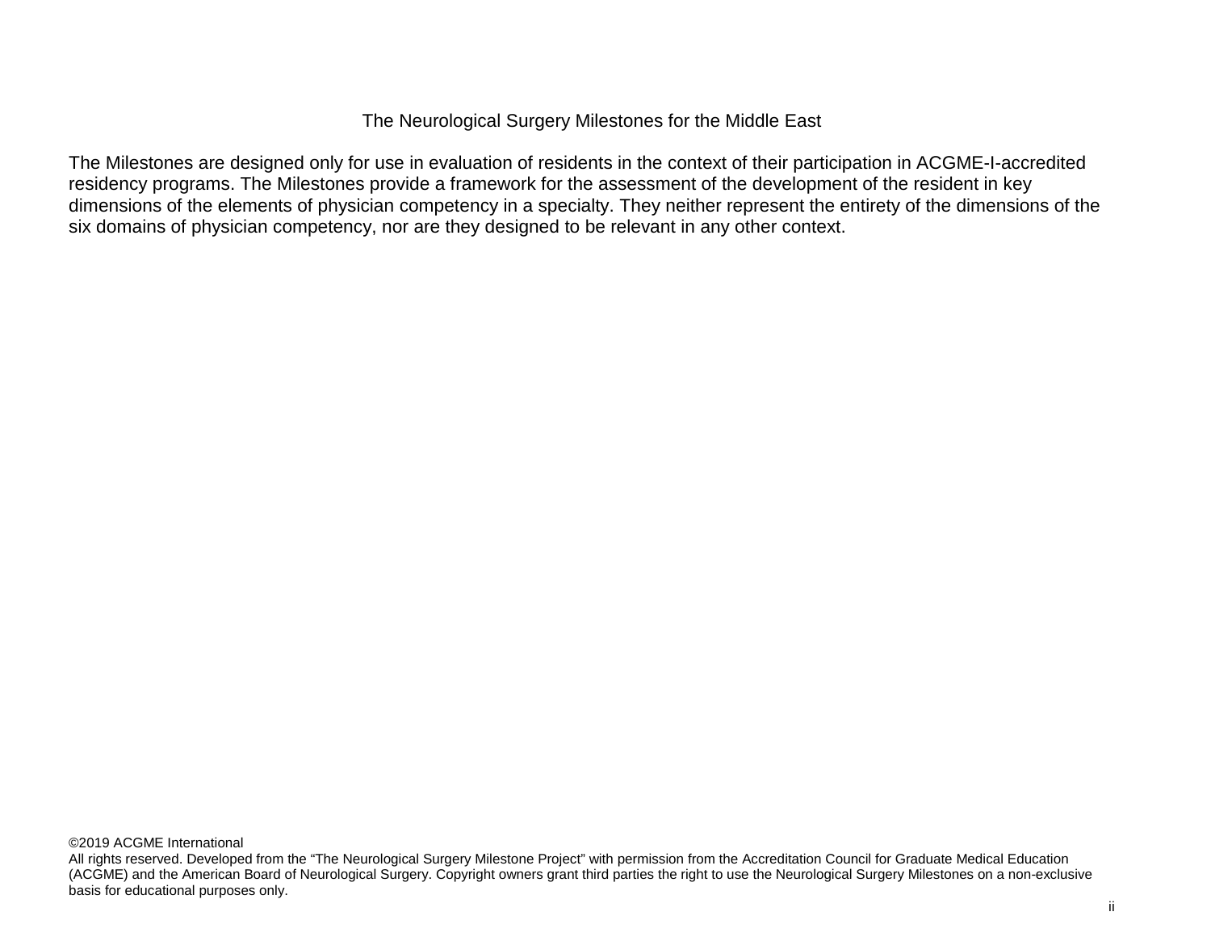The Neurological Surgery Milestones for the Middle East

The Milestones are designed only for use in evaluation of residents in the context of their participation in ACGME-I-accredited residency programs. The Milestones provide a framework for the assessment of the development of the resident in key dimensions of the elements of physician competency in a specialty. They neither represent the entirety of the dimensions of the six domains of physician competency, nor are they designed to be relevant in any other context.

©2019 ACGME International
All rights reserved. Developed from the "The Neurological Surgery Milestone Project" with permission from the Accreditation Council for Graduate Medical Education (ACGME) and the American Board of Neurological Surgery. Copyright owners grant third parties the right to use the Neurological Surgery Milestones on a non-exclusive basis for educational purposes only.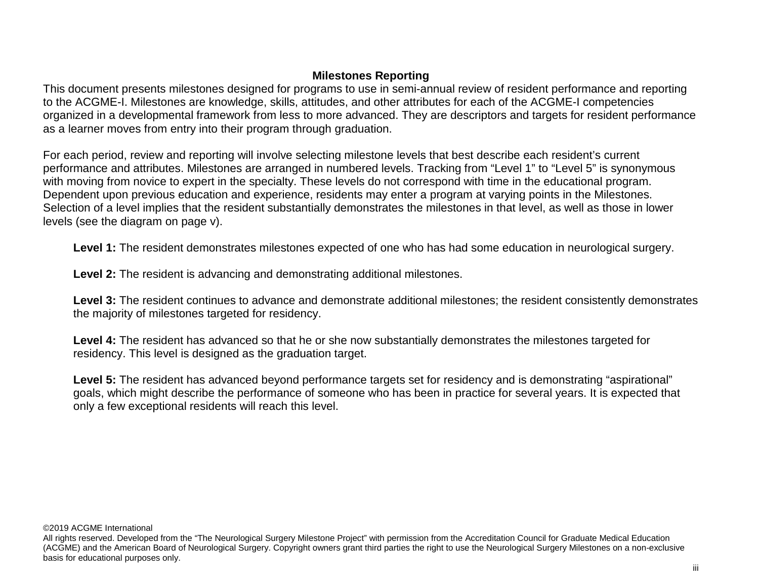## Milestones Reporting

This document presents milestones designed for programs to use in semi-annual review of resident performance and reporting to the ACGME-I. Milestones are knowledge, skills, attitudes, and other attributes for each of the ACGME-I competencies organized in a developmental framework from less to more advanced. They are descriptors and targets for resident performance as a learner moves from entry into their program through graduation.

For each period, review and reporting will involve selecting milestone levels that best describe each resident's current performance and attributes. Milestones are arranged in numbered levels. Tracking from "Level 1" to "Level 5" is synonymous with moving from novice to expert in the specialty. These levels do not correspond with time in the educational program. Dependent upon previous education and experience, residents may enter a program at varying points in the Milestones. Selection of a level implies that the resident substantially demonstrates the milestones in that level, as well as those in lower levels (see the diagram on page v).

**Level 1:** The resident demonstrates milestones expected of one who has had some education in neurological surgery.

**Level 2:** The resident is advancing and demonstrating additional milestones.

**Level 3:** The resident continues to advance and demonstrate additional milestones; the resident consistently demonstrates the majority of milestones targeted for residency.

**Level 4:** The resident has advanced so that he or she now substantially demonstrates the milestones targeted for residency. This level is designed as the graduation target.

**Level 5:** The resident has advanced beyond performance targets set for residency and is demonstrating "aspirational" goals, which might describe the performance of someone who has been in practice for several years. It is expected that only a few exceptional residents will reach this level.

©2019 ACGME International
All rights reserved. Developed from the "The Neurological Surgery Milestone Project" with permission from the Accreditation Council for Graduate Medical Education (ACGME) and the American Board of Neurological Surgery. Copyright owners grant third parties the right to use the Neurological Surgery Milestones on a non-exclusive basis for educational purposes only.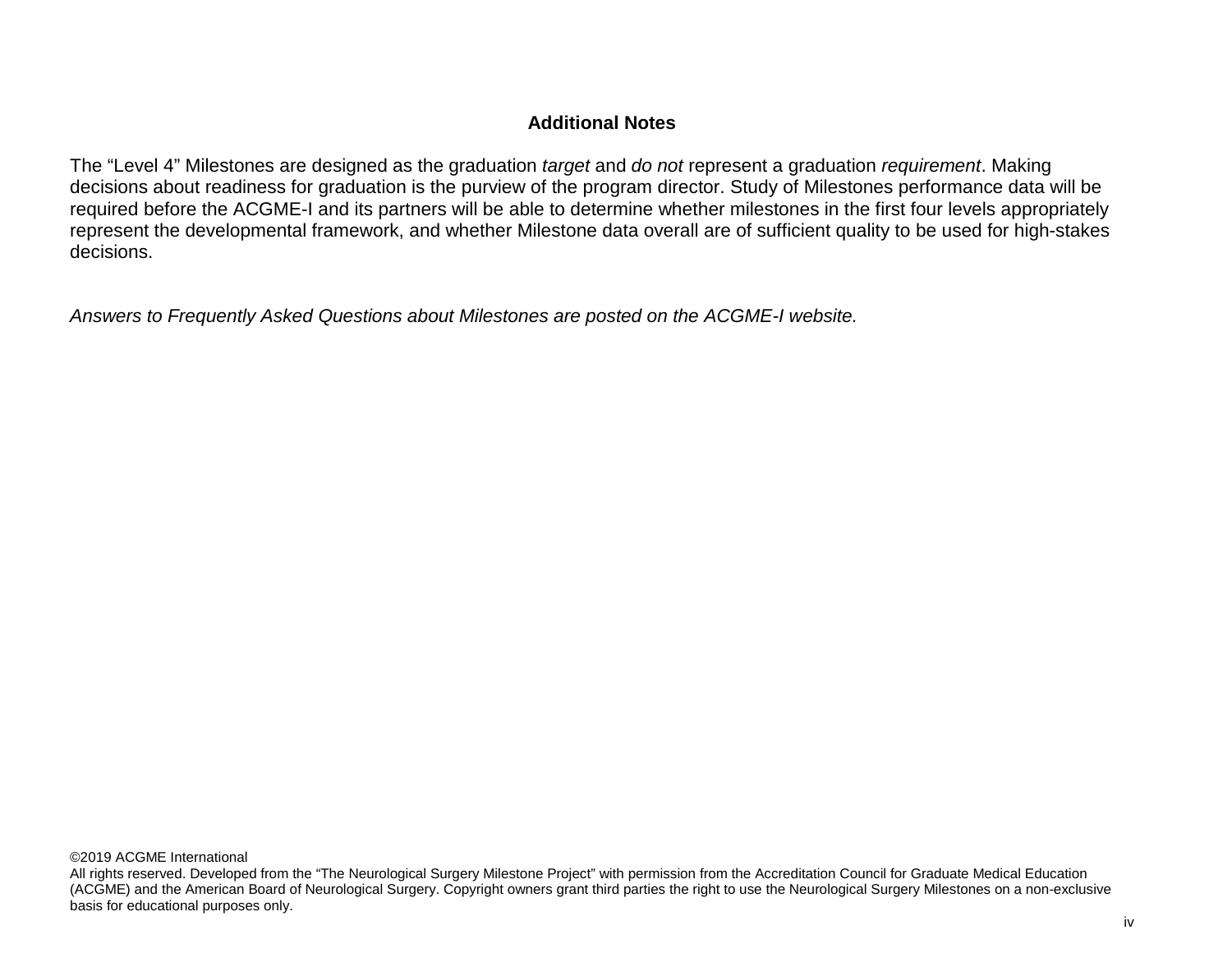## Additional Notes

The "Level 4" Milestones are designed as the graduation *target* and *do not* represent a graduation *requirement*. Making decisions about readiness for graduation is the purview of the program director. Study of Milestones performance data will be required before the ACGME-I and its partners will be able to determine whether milestones in the first four levels appropriately represent the developmental framework, and whether Milestone data overall are of sufficient quality to be used for high-stakes decisions.

*Answers to Frequently Asked Questions about Milestones are posted on the ACGME-I website.*

©2019 ACGME International
All rights reserved. Developed from the "The Neurological Surgery Milestone Project" with permission from the Accreditation Council for Graduate Medical Education (ACGME) and the American Board of Neurological Surgery. Copyright owners grant third parties the right to use the Neurological Surgery Milestones on a non-exclusive basis for educational purposes only.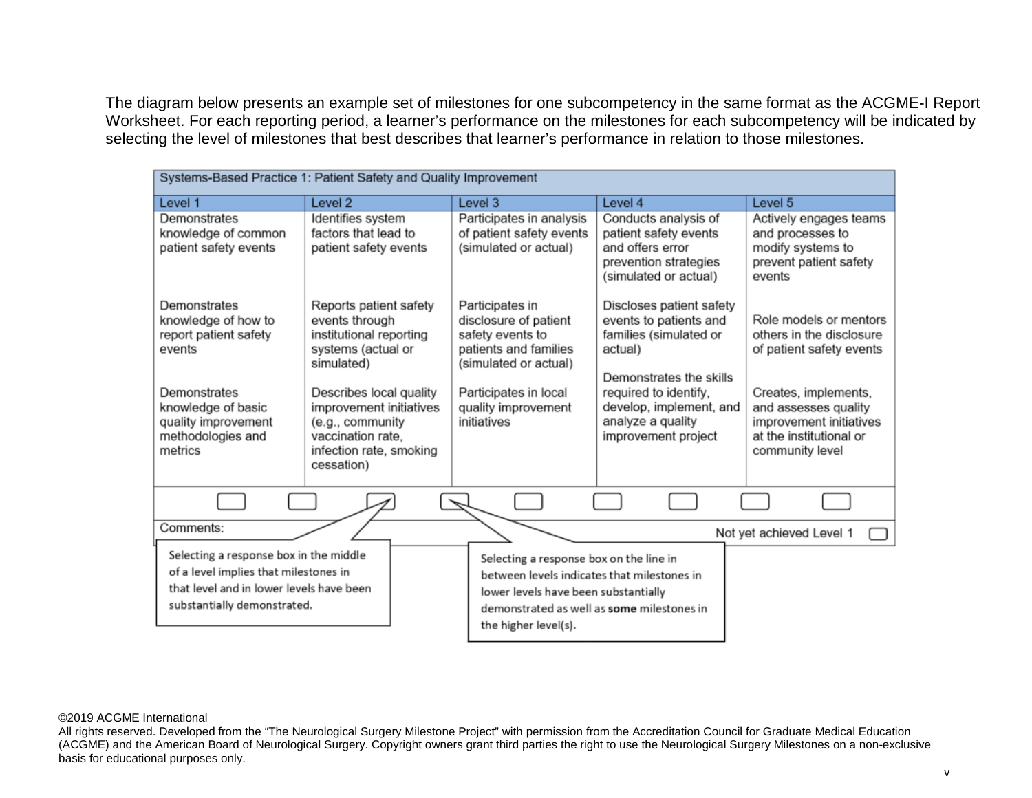The diagram below presents an example set of milestones for one subcompetency in the same format as the ACGME-I Report Worksheet. For each reporting period, a learner's performance on the milestones for each subcompetency will be indicated by selecting the level of milestones that best describes that learner's performance in relation to those milestones.

| Systems-Based Practice 1: Patient Safety and Quality Improvement | | | | |
|---|---|---|---|---|
| **Level 1** | **Level 2** | **Level 3** | **Level 4** | **Level 5** |
| Demonstrates knowledge of common patient safety events<br><br>Demonstrates knowledge of how to report patient safety events<br><br>Demonstrates knowledge of basic quality improvement methodologies and metrics | Identifies system factors that lead to patient safety events<br><br>Reports patient safety events through institutional reporting systems (actual or simulated)<br><br>Describes local quality improvement initiatives (e.g., community vaccination rate, infection rate, smoking cessation) | Participates in analysis of patient safety events (simulated or actual)<br><br>Participates in disclosure of patient safety events to patients and families (simulated or actual)<br><br>Participates in local quality improvement initiatives | Conducts analysis of patient safety events and offers error prevention strategies (simulated or actual)<br><br>Discloses patient safety events to patients and families (simulated or actual)<br><br>Demonstrates the skills required to identify, develop, implement, and analyze a quality improvement project | Actively engages teams and processes to modify systems to prevent patient safety events<br><br>Role models or mentors others in the disclosure of patient safety events<br><br>Creates, implements, and assesses quality improvement initiatives at the institutional or community level |
| Comments: | | | | Not yet achieved Level 1 |

Selecting a response box in the middle of a level implies that milestones in that level and in lower levels have been substantially demonstrated.

Selecting a response box on the line in between levels indicates that milestones in lower levels have been substantially demonstrated as well as **some** milestones in the higher level(s).

©2019 ACGME International
All rights reserved. Developed from the "The Neurological Surgery Milestone Project" with permission from the Accreditation Council for Graduate Medical Education (ACGME) and the American Board of Neurological Surgery. Copyright owners grant third parties the right to use the Neurological Surgery Milestones on a non-exclusive basis for educational purposes only.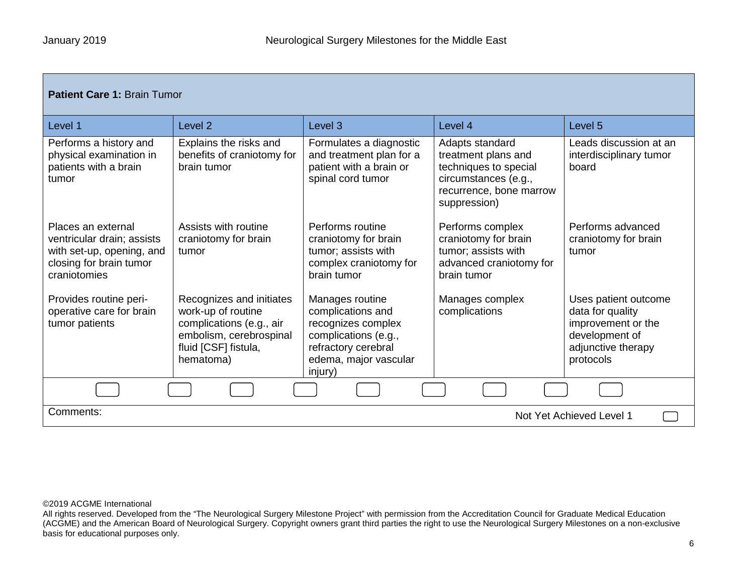| **Patient Care 1:** Brain Tumor | | | | |
|---|---|---|---|---|
| Level 1 | Level 2 | Level 3 | Level 4 | Level 5 |
| Performs a history and physical examination in patients with a brain tumor | Explains the risks and benefits of craniotomy for brain tumor | Formulates a diagnostic and treatment plan for a patient with a brain or spinal cord tumor | Adapts standard treatment plans and techniques to special circumstances (e.g., recurrence, bone marrow suppression) | Leads discussion at an interdisciplinary tumor board |
| Places an external ventricular drain; assists with set-up, opening, and closing for brain tumor craniotomies | Assists with routine craniotomy for brain tumor | Performs routine craniotomy for brain tumor; assists with complex craniotomy for brain tumor | Performs complex craniotomy for brain tumor; assists with advanced craniotomy for brain tumor | Performs advanced craniotomy for brain tumor |
| Provides routine peri-operative care for brain tumor patients | Recognizes and initiates work-up of routine complications (e.g., air embolism, cerebrospinal fluid [CSF] fistula, hematoma) | Manages routine complications and recognizes complex complications (e.g., refractory cerebral edema, major vascular injury) | Manages complex complications | Uses patient outcome data for quality improvement or the development of adjunctive therapy protocols |

Comments:

Not Yet Achieved Level 1

©2019 ACGME International
All rights reserved. Developed from the "The Neurological Surgery Milestone Project" with permission from the Accreditation Council for Graduate Medical Education (ACGME) and the American Board of Neurological Surgery. Copyright owners grant third parties the right to use the Neurological Surgery Milestones on a non-exclusive basis for educational purposes only.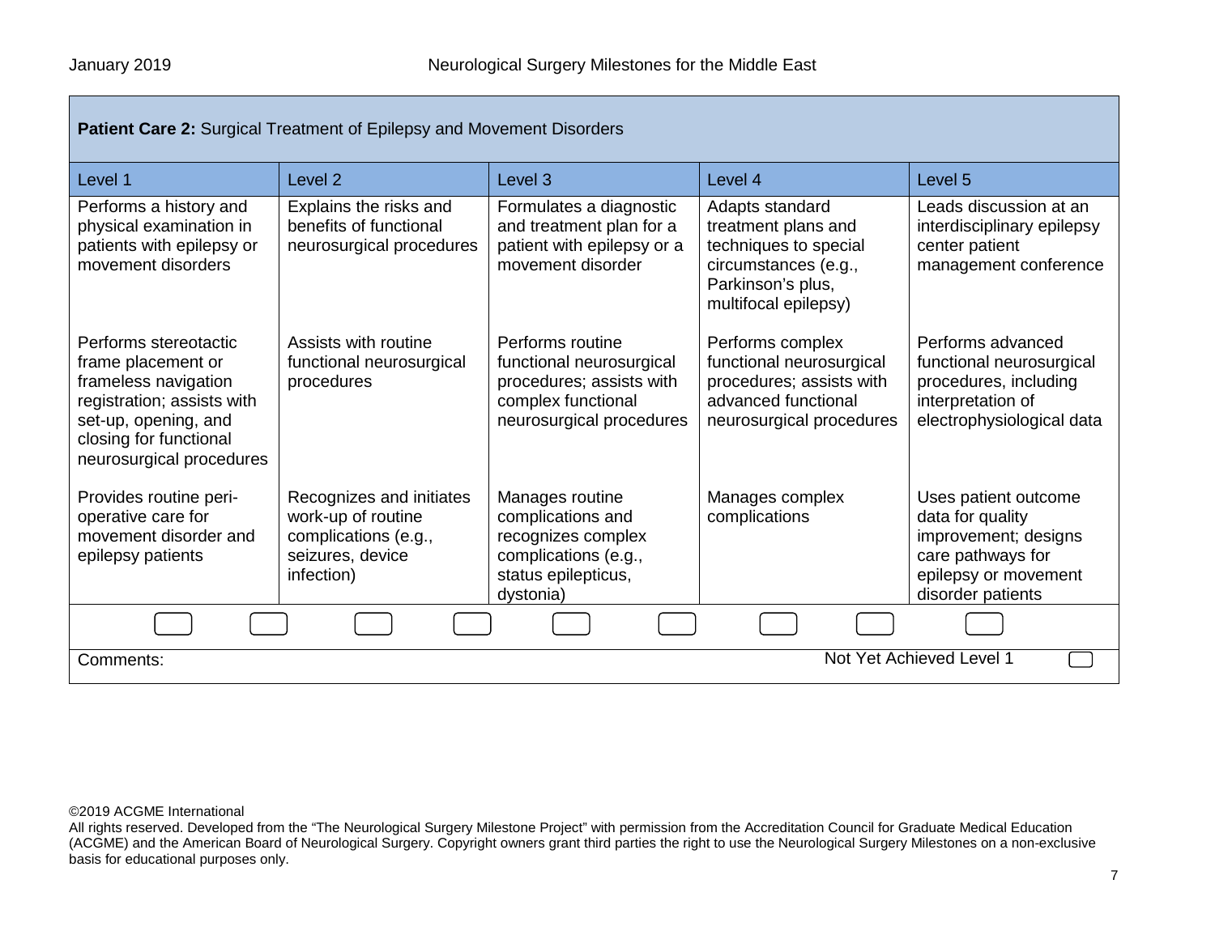**Patient Care 2:** Surgical Treatment of Epilepsy and Movement Disorders

| Level 1 | Level 2 | Level 3 | Level 4 | Level 5 |
|---|---|---|---|---|
| Performs a history and physical examination in patients with epilepsy or movement disorders | Explains the risks and benefits of functional neurosurgical procedures | Formulates a diagnostic and treatment plan for a patient with epilepsy or a movement disorder | Adapts standard treatment plans and techniques to special circumstances (e.g., Parkinson's plus, multifocal epilepsy) | Leads discussion at an interdisciplinary epilepsy center patient management conference |
| Performs stereotactic frame placement or frameless navigation registration; assists with set-up, opening, and closing for functional neurosurgical procedures | Assists with routine functional neurosurgical procedures | Performs routine functional neurosurgical procedures; assists with complex functional neurosurgical procedures | Performs complex functional neurosurgical procedures; assists with advanced functional neurosurgical procedures | Performs advanced functional neurosurgical procedures, including interpretation of electrophysiological data |
| Provides routine peri-operative care for movement disorder and epilepsy patients | Recognizes and initiates work-up of routine complications (e.g., seizures, device infection) | Manages routine complications and recognizes complex complications (e.g., status epilepticus, dystonia) | Manages complex complications | Uses patient outcome data for quality improvement; designs care pathways for epilepsy or movement disorder patients |

Comments:

Not Yet Achieved Level 1

©2019 ACGME International
All rights reserved. Developed from the "The Neurological Surgery Milestone Project" with permission from the Accreditation Council for Graduate Medical Education (ACGME) and the American Board of Neurological Surgery. Copyright owners grant third parties the right to use the Neurological Surgery Milestones on a non-exclusive basis for educational purposes only.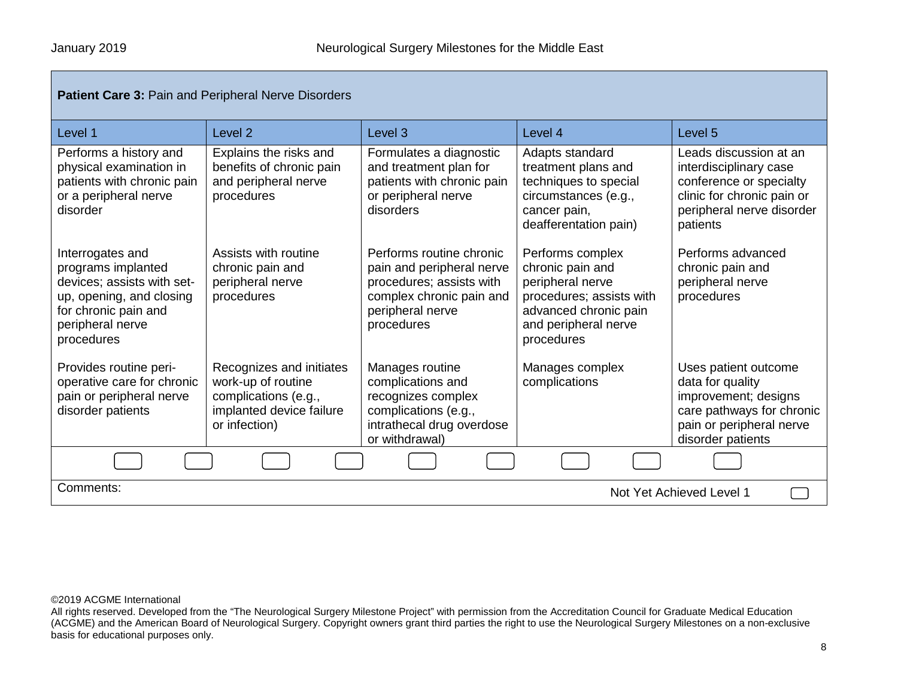**Patient Care 3:** Pain and Peripheral Nerve Disorders

| Level 1 | Level 2 | Level 3 | Level 4 | Level 5 |
|---|---|---|---|---|
| Performs a history and physical examination in patients with chronic pain or a peripheral nerve disorder | Explains the risks and benefits of chronic pain and peripheral nerve procedures | Formulates a diagnostic and treatment plan for patients with chronic pain or peripheral nerve disorders | Adapts standard treatment plans and techniques to special circumstances (e.g., cancer pain, deafferentation pain) | Leads discussion at an interdisciplinary case conference or specialty clinic for chronic pain or peripheral nerve disorder patients |
| Interrogates and programs implanted devices; assists with set-up, opening, and closing for chronic pain and peripheral nerve procedures | Assists with routine chronic pain and peripheral nerve procedures | Performs routine chronic pain and peripheral nerve procedures; assists with complex chronic pain and peripheral nerve procedures | Performs complex chronic pain and peripheral nerve procedures; assists with advanced chronic pain and peripheral nerve procedures | Performs advanced chronic pain and peripheral nerve procedures |
| Provides routine peri-operative care for chronic pain or peripheral nerve disorder patients | Recognizes and initiates work-up of routine complications (e.g., implanted device failure or infection) | Manages routine complications and recognizes complex complications (e.g., intrathecal drug overdose or withdrawal) | Manages complex complications | Uses patient outcome data for quality improvement; designs care pathways for chronic pain or peripheral nerve disorder patients |

Comments:

Not Yet Achieved Level 1

©2019 ACGME International
All rights reserved. Developed from the "The Neurological Surgery Milestone Project" with permission from the Accreditation Council for Graduate Medical Education (ACGME) and the American Board of Neurological Surgery. Copyright owners grant third parties the right to use the Neurological Surgery Milestones on a non-exclusive basis for educational purposes only.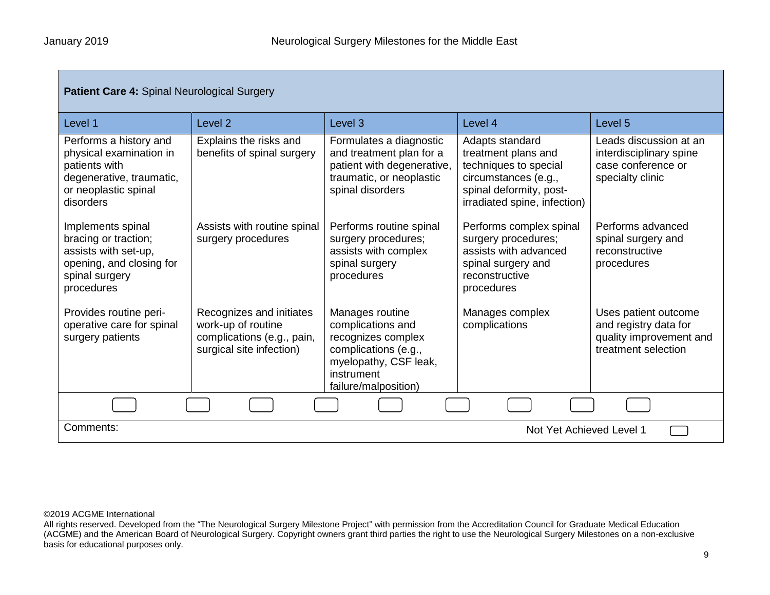**Patient Care 4:** Spinal Neurological Surgery

| Level 1 | Level 2 | Level 3 | Level 4 | Level 5 |
|---|---|---|---|---|
| Performs a history and physical examination in patients with degenerative, traumatic, or neoplastic spinal disorders | Explains the risks and benefits of spinal surgery | Formulates a diagnostic and treatment plan for a patient with degenerative, traumatic, or neoplastic spinal disorders | Adapts standard treatment plans and techniques to special circumstances (e.g., spinal deformity, post-irradiated spine, infection) | Leads discussion at an interdisciplinary spine case conference or specialty clinic |
| Implements spinal bracing or traction; assists with set-up, opening, and closing for spinal surgery procedures | Assists with routine spinal surgery procedures | Performs routine spinal surgery procedures; assists with complex spinal surgery procedures | Performs complex spinal surgery procedures; assists with advanced spinal surgery and reconstructive procedures | Performs advanced spinal surgery and reconstructive procedures |
| Provides routine peri-operative care for spinal surgery patients | Recognizes and initiates work-up of routine complications (e.g., pain, surgical site infection) | Manages routine complications and recognizes complex complications (e.g., myelopathy, CSF leak, instrument failure/malposition) | Manages complex complications | Uses patient outcome and registry data for quality improvement and treatment selection |

Comments:

Not Yet Achieved Level 1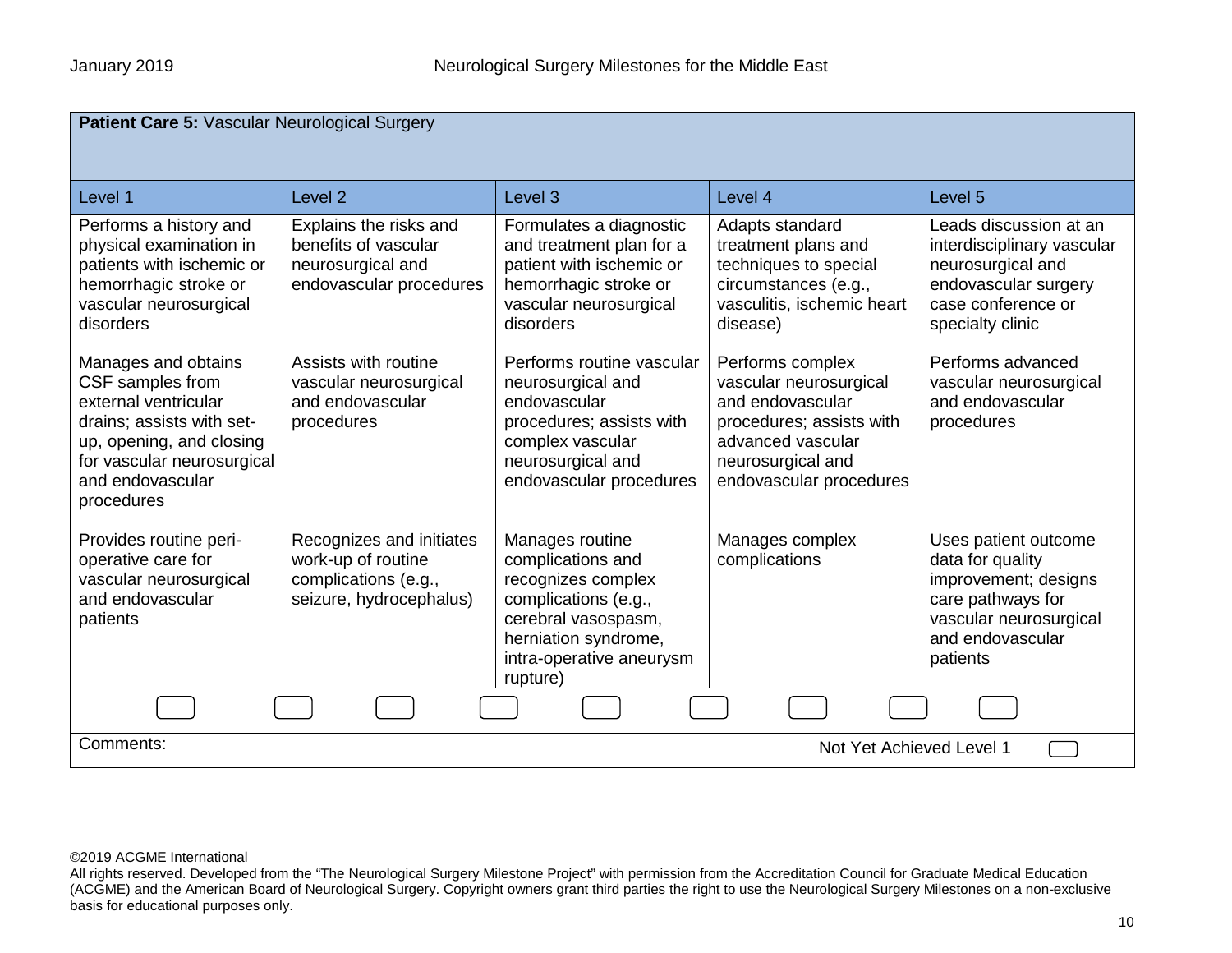**Patient Care 5:** Vascular Neurological Surgery

| Level 1 | Level 2 | Level 3 | Level 4 | Level 5 |
|---|---|---|---|---|
| Performs a history and physical examination in patients with ischemic or hemorrhagic stroke or vascular neurosurgical disorders | Explains the risks and benefits of vascular neurosurgical and endovascular procedures | Formulates a diagnostic and treatment plan for a patient with ischemic or hemorrhagic stroke or vascular neurosurgical disorders | Adapts standard treatment plans and techniques to special circumstances (e.g., vasculitis, ischemic heart disease) | Leads discussion at an interdisciplinary vascular neurosurgical and endovascular surgery case conference or specialty clinic |
| Manages and obtains CSF samples from external ventricular drains; assists with set-up, opening, and closing for vascular neurosurgical and endovascular procedures | Assists with routine vascular neurosurgical and endovascular procedures | Performs routine vascular neurosurgical and endovascular procedures; assists with complex vascular neurosurgical and endovascular procedures | Performs complex vascular neurosurgical and endovascular procedures; assists with advanced vascular neurosurgical and endovascular procedures | Performs advanced vascular neurosurgical and endovascular procedures |
| Provides routine peri-operative care for vascular neurosurgical and endovascular patients | Recognizes and initiates work-up of routine complications (e.g., seizure, hydrocephalus) | Manages routine complications and recognizes complex complications (e.g., cerebral vasospasm, herniation syndrome, intra-operative aneurysm rupture) | Manages complex complications | Uses patient outcome data for quality improvement; designs care pathways for vascular neurosurgical and endovascular patients |

Comments:

Not Yet Achieved Level 1

©2019 ACGME International
All rights reserved. Developed from the "The Neurological Surgery Milestone Project" with permission from the Accreditation Council for Graduate Medical Education (ACGME) and the American Board of Neurological Surgery. Copyright owners grant third parties the right to use the Neurological Surgery Milestones on a non-exclusive basis for educational purposes only.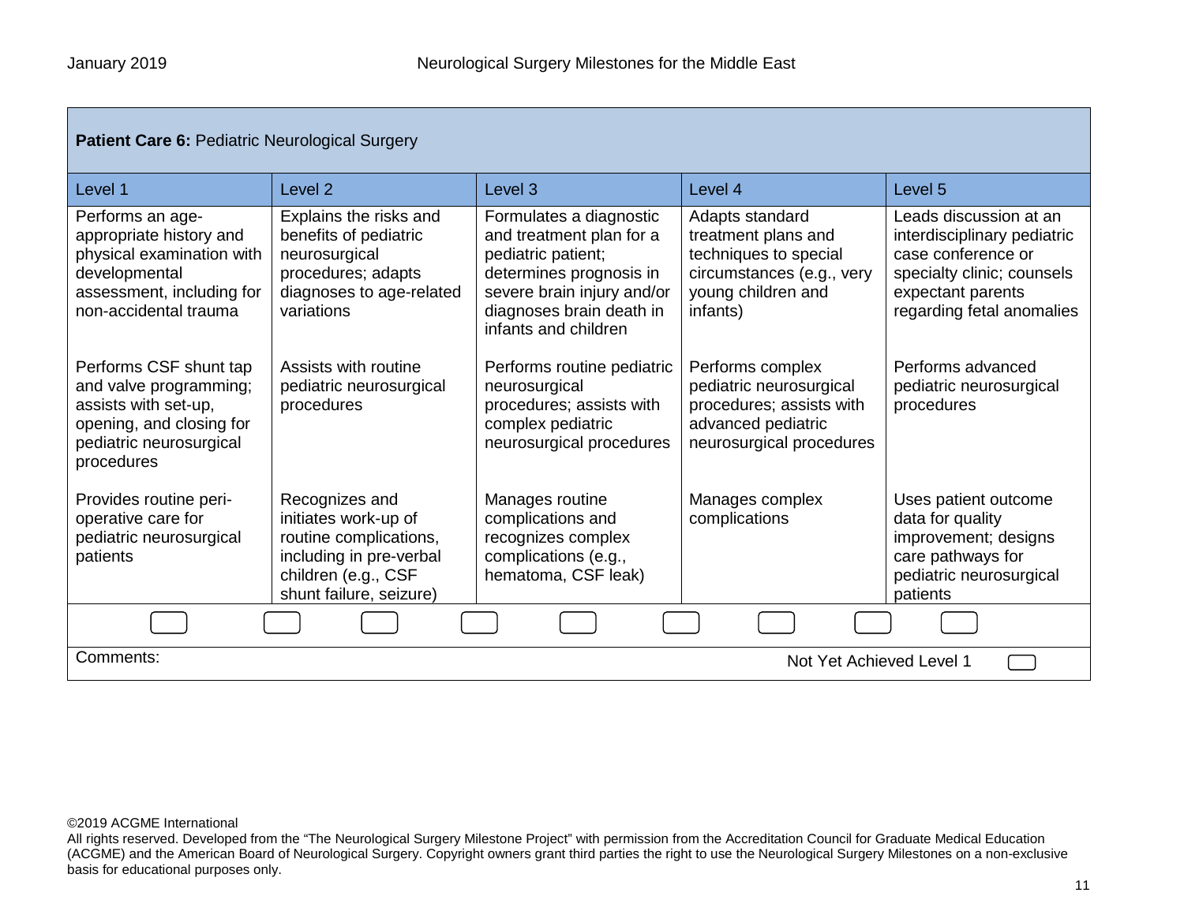**Patient Care 6:** Pediatric Neurological Surgery

| Level 1 | Level 2 | Level 3 | Level 4 | Level 5 |
|---|---|---|---|---|
| Performs an age-appropriate history and physical examination with developmental assessment, including for non-accidental trauma | Explains the risks and benefits of pediatric neurosurgical procedures; adapts diagnoses to age-related variations | Formulates a diagnostic and treatment plan for a pediatric patient; determines prognosis in severe brain injury and/or diagnoses brain death in infants and children | Adapts standard treatment plans and techniques to special circumstances (e.g., very young children and infants) | Leads discussion at an interdisciplinary pediatric case conference or specialty clinic; counsels expectant parents regarding fetal anomalies |
| Performs CSF shunt tap and valve programming; assists with set-up, opening, and closing for pediatric neurosurgical procedures | Assists with routine pediatric neurosurgical procedures | Performs routine pediatric neurosurgical procedures; assists with complex pediatric neurosurgical procedures | Performs complex pediatric neurosurgical procedures; assists with advanced pediatric neurosurgical procedures | Performs advanced pediatric neurosurgical procedures |
| Provides routine peri-operative care for pediatric neurosurgical patients | Recognizes and initiates work-up of routine complications, including in pre-verbal children (e.g., CSF shunt failure, seizure) | Manages routine complications and recognizes complex complications (e.g., hematoma, CSF leak) | Manages complex complications | Uses patient outcome data for quality improvement; designs care pathways for pediatric neurosurgical patients |

Comments: Not Yet Achieved Level 1

©2019 ACGME International
All rights reserved. Developed from the "The Neurological Surgery Milestone Project" with permission from the Accreditation Council for Graduate Medical Education (ACGME) and the American Board of Neurological Surgery. Copyright owners grant third parties the right to use the Neurological Surgery Milestones on a non-exclusive basis for educational purposes only.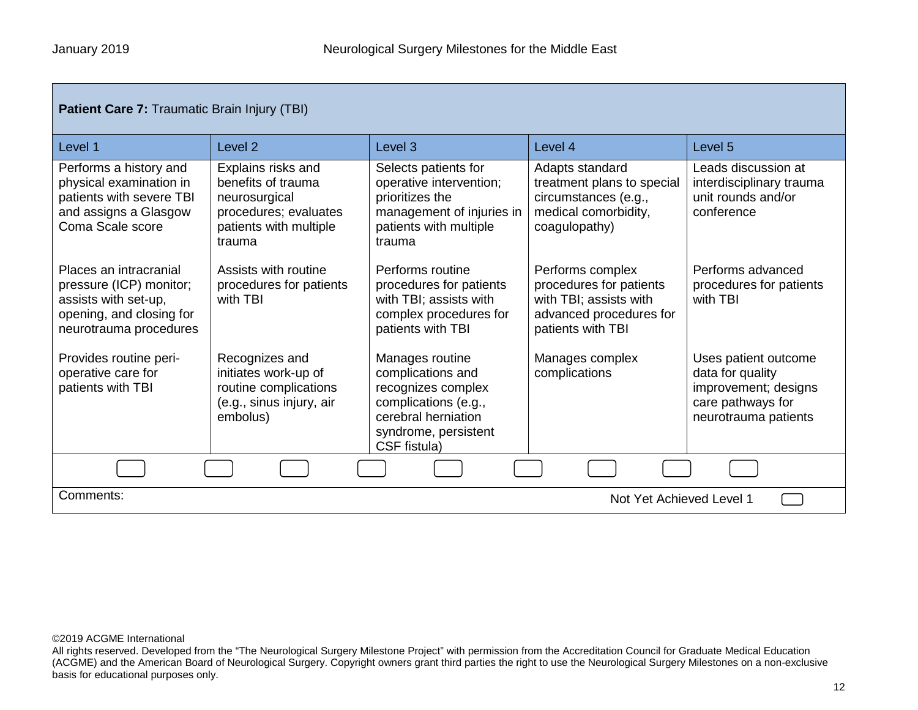| **Patient Care 7:** Traumatic Brain Injury (TBI) | | | | |
|---|---|---|---|---|
| Level 1 | Level 2 | Level 3 | Level 4 | Level 5 |
| Performs a history and physical examination in patients with severe TBI and assigns a Glasgow Coma Scale score | Explains risks and benefits of trauma neurosurgical procedures; evaluates patients with multiple trauma | Selects patients for operative intervention; prioritizes the management of injuries in patients with multiple trauma | Adapts standard treatment plans to special circumstances (e.g., medical comorbidity, coagulopathy) | Leads discussion at interdisciplinary trauma unit rounds and/or conference |
| Places an intracranial pressure (ICP) monitor; assists with set-up, opening, and closing for neurotrauma procedures | Assists with routine procedures for patients with TBI | Performs routine procedures for patients with TBI; assists with complex procedures for patients with TBI | Performs complex procedures for patients with TBI; assists with advanced procedures for patients with TBI | Performs advanced procedures for patients with TBI |
| Provides routine peri-operative care for patients with TBI | Recognizes and initiates work-up of routine complications (e.g., sinus injury, air embolus) | Manages routine complications and recognizes complex complications (e.g., cerebral herniation syndrome, persistent CSF fistula) | Manages complex complications | Uses patient outcome data for quality improvement; designs care pathways for neurotrauma patients |

Comments:

Not Yet Achieved Level 1

©2019 ACGME International
All rights reserved. Developed from the "The Neurological Surgery Milestone Project" with permission from the Accreditation Council for Graduate Medical Education (ACGME) and the American Board of Neurological Surgery. Copyright owners grant third parties the right to use the Neurological Surgery Milestones on a non-exclusive basis for educational purposes only.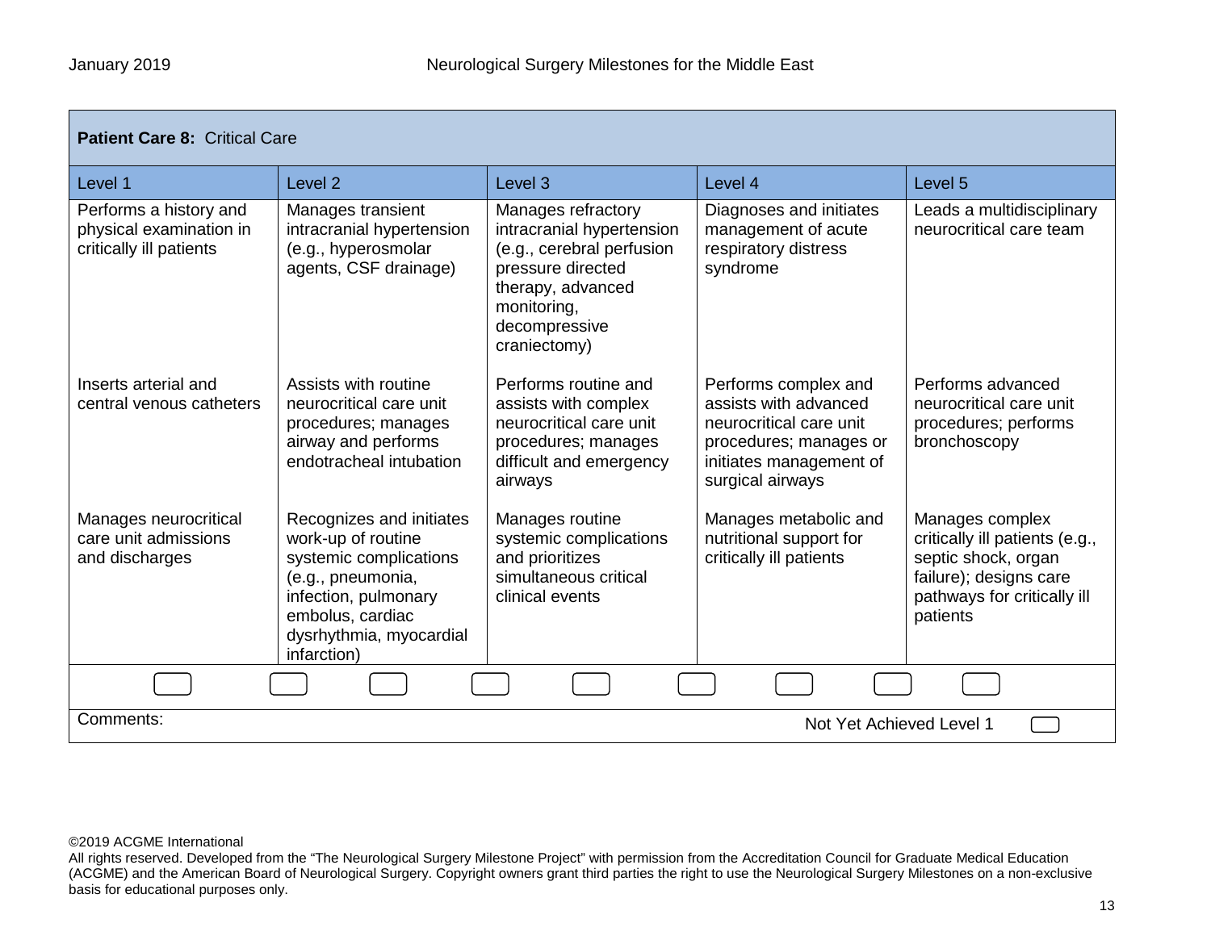| **Patient Care 8:** Critical Care | | | | |
|---|---|---|---|---|
| Level 1 | Level 2 | Level 3 | Level 4 | Level 5 |
| Performs a history and physical examination in critically ill patients | Manages transient intracranial hypertension (e.g., hyperosmolar agents, CSF drainage) | Manages refractory intracranial hypertension (e.g., cerebral perfusion pressure directed therapy, advanced monitoring, decompressive craniectomy) | Diagnoses and initiates management of acute respiratory distress syndrome | Leads a multidisciplinary neurocritical care team |
| Inserts arterial and central venous catheters | Assists with routine neurocritical care unit procedures; manages airway and performs endotracheal intubation | Performs routine and assists with complex neurocritical care unit procedures; manages difficult and emergency airways | Performs complex and assists with advanced neurocritical care unit procedures; manages or initiates management of surgical airways | Performs advanced neurocritical care unit procedures; performs bronchoscopy |
| Manages neurocritical care unit admissions and discharges | Recognizes and initiates work-up of routine systemic complications (e.g., pneumonia, infection, pulmonary embolus, cardiac dysrhythmia, myocardial infarction) | Manages routine systemic complications and prioritizes simultaneous critical clinical events | Manages metabolic and nutritional support for critically ill patients | Manages complex critically ill patients (e.g., septic shock, organ failure); designs care pathways for critically ill patients |

Comments:

Not Yet Achieved Level 1

©2019 ACGME International
All rights reserved. Developed from the "The Neurological Surgery Milestone Project" with permission from the Accreditation Council for Graduate Medical Education (ACGME) and the American Board of Neurological Surgery. Copyright owners grant third parties the right to use the Neurological Surgery Milestones on a non-exclusive basis for educational purposes only.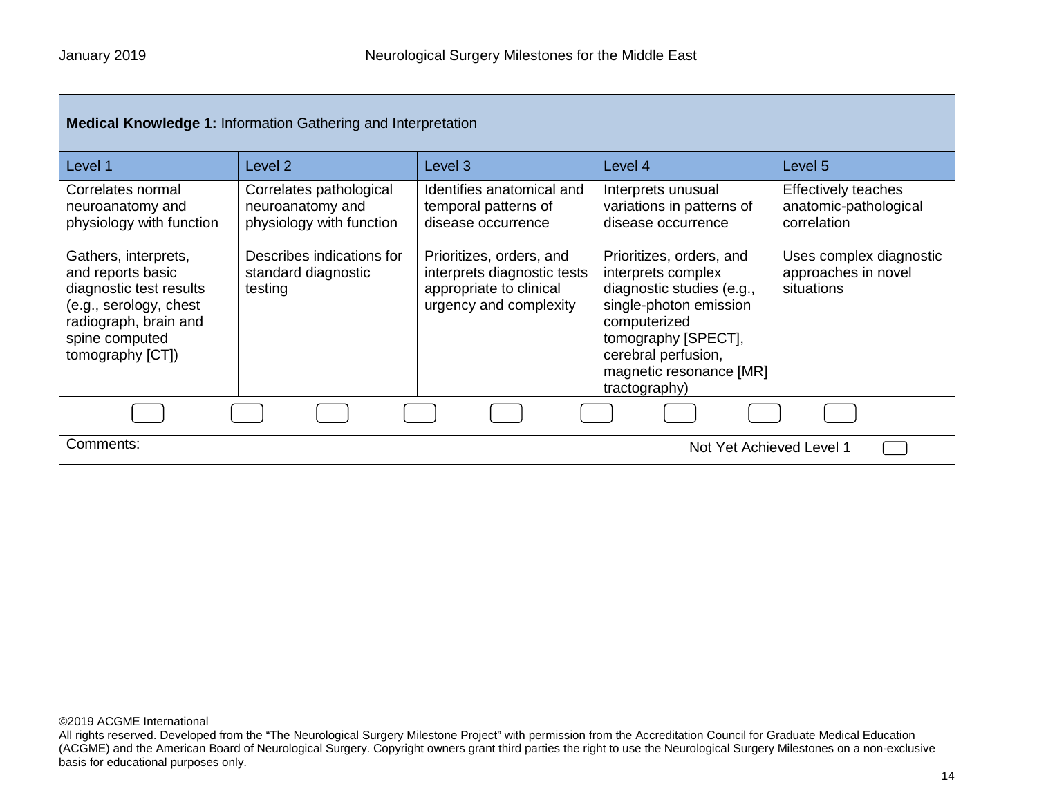| **Medical Knowledge 1:** Information Gathering and Interpretation | | | | |
|---|---|---|---|---|
| Level 1 | Level 2 | Level 3 | Level 4 | Level 5 |
| Correlates normal neuroanatomy and physiology with function<br><br>Gathers, interprets, and reports basic diagnostic test results (e.g., serology, chest radiograph, brain and spine computed tomography [CT]) | Correlates pathological neuroanatomy and physiology with function<br><br>Describes indications for standard diagnostic testing | Identifies anatomical and temporal patterns of disease occurrence<br><br>Prioritizes, orders, and interprets diagnostic tests appropriate to clinical urgency and complexity | Interprets unusual variations in patterns of disease occurrence<br><br>Prioritizes, orders, and interprets complex diagnostic studies (e.g., single-photon emission computerized tomography [SPECT], cerebral perfusion, magnetic resonance [MR] tractography) | Effectively teaches anatomic-pathological correlation<br><br>Uses complex diagnostic approaches in novel situations |

Comments: Not Yet Achieved Level 1

©2019 ACGME International
All rights reserved. Developed from the "The Neurological Surgery Milestone Project" with permission from the Accreditation Council for Graduate Medical Education (ACGME) and the American Board of Neurological Surgery. Copyright owners grant third parties the right to use the Neurological Surgery Milestones on a non-exclusive basis for educational purposes only.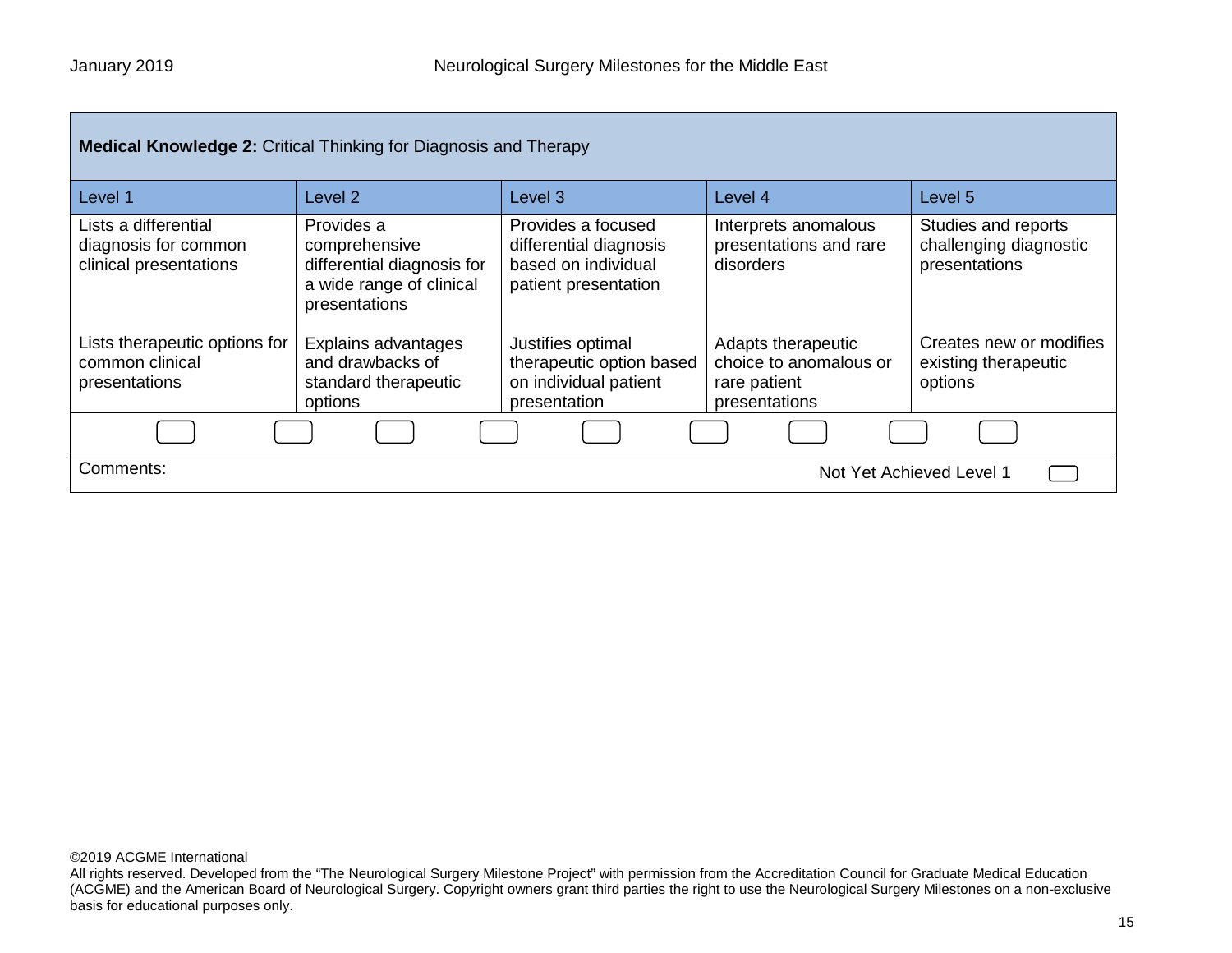**Medical Knowledge 2:** Critical Thinking for Diagnosis and Therapy

| Level 1 | Level 2 | Level 3 | Level 4 | Level 5 |
|---|---|---|---|---|
| Lists a differential diagnosis for common clinical presentations | Provides a comprehensive differential diagnosis for a wide range of clinical presentations | Provides a focused differential diagnosis based on individual patient presentation | Interprets anomalous presentations and rare disorders | Studies and reports challenging diagnostic presentations |
| Lists therapeutic options for common clinical presentations | Explains advantages and drawbacks of standard therapeutic options | Justifies optimal therapeutic option based on individual patient presentation | Adapts therapeutic choice to anomalous or rare patient presentations | Creates new or modifies existing therapeutic options |

Comments:

Not Yet Achieved Level 1

©2019 ACGME International
All rights reserved. Developed from the "The Neurological Surgery Milestone Project" with permission from the Accreditation Council for Graduate Medical Education (ACGME) and the American Board of Neurological Surgery. Copyright owners grant third parties the right to use the Neurological Surgery Milestones on a non-exclusive basis for educational purposes only.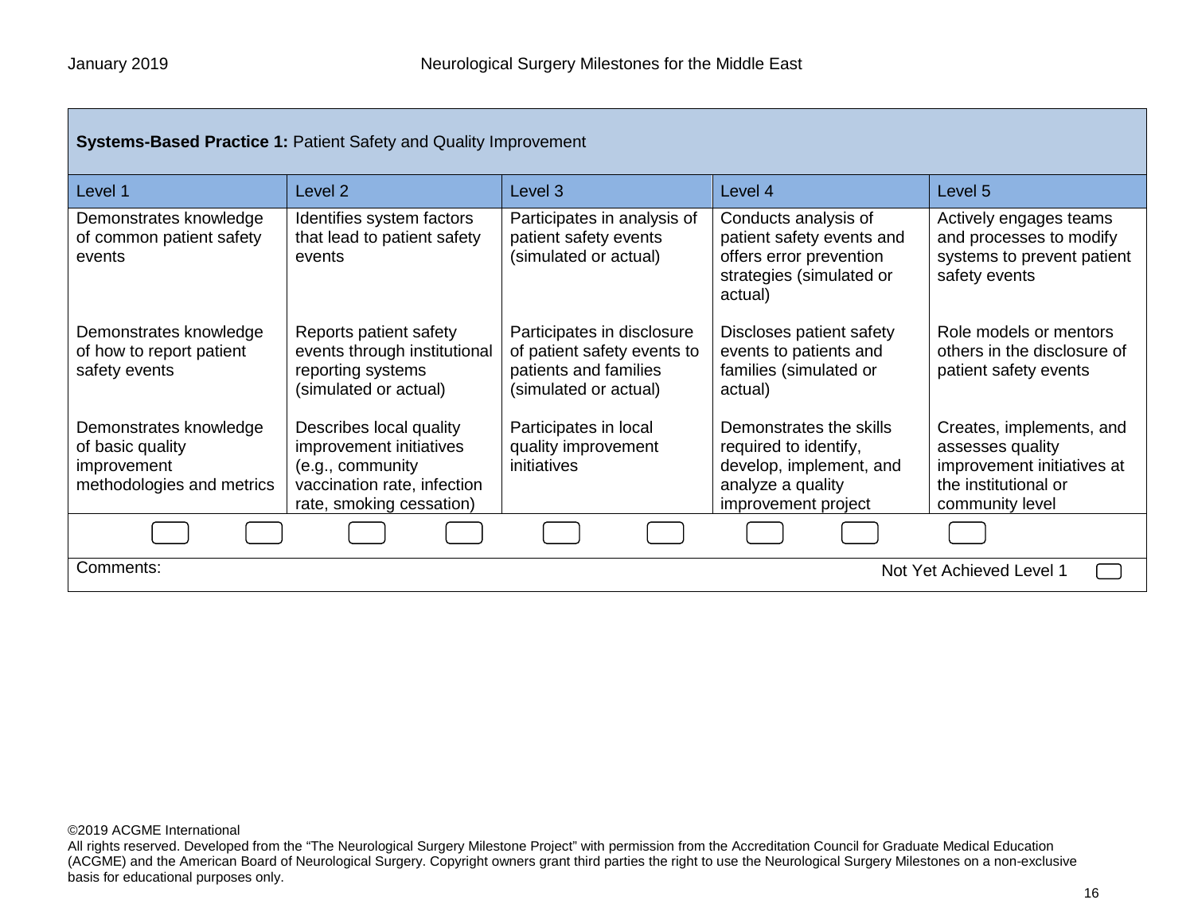| **Systems-Based Practice 1:** Patient Safety and Quality Improvement | | | | |
|---|---|---|---|---|
| Level 1 | Level 2 | Level 3 | Level 4 | Level 5 |
| Demonstrates knowledge of common patient safety events | Identifies system factors that lead to patient safety events | Participates in analysis of patient safety events (simulated or actual) | Conducts analysis of patient safety events and offers error prevention strategies (simulated or actual) | Actively engages teams and processes to modify systems to prevent patient safety events |
| Demonstrates knowledge of how to report patient safety events | Reports patient safety events through institutional reporting systems (simulated or actual) | Participates in disclosure of patient safety events to patients and families (simulated or actual) | Discloses patient safety events to patients and families (simulated or actual) | Role models or mentors others in the disclosure of patient safety events |
| Demonstrates knowledge of basic quality improvement methodologies and metrics | Describes local quality improvement initiatives (e.g., community vaccination rate, infection rate, smoking cessation) | Participates in local quality improvement initiatives | Demonstrates the skills required to identify, develop, implement, and analyze a quality improvement project | Creates, implements, and assesses quality improvement initiatives at the institutional or community level |

Comments:

Not Yet Achieved Level 1

©2019 ACGME International
All rights reserved. Developed from the “The Neurological Surgery Milestone Project” with permission from the Accreditation Council for Graduate Medical Education (ACGME) and the American Board of Neurological Surgery. Copyright owners grant third parties the right to use the Neurological Surgery Milestones on a non-exclusive basis for educational purposes only.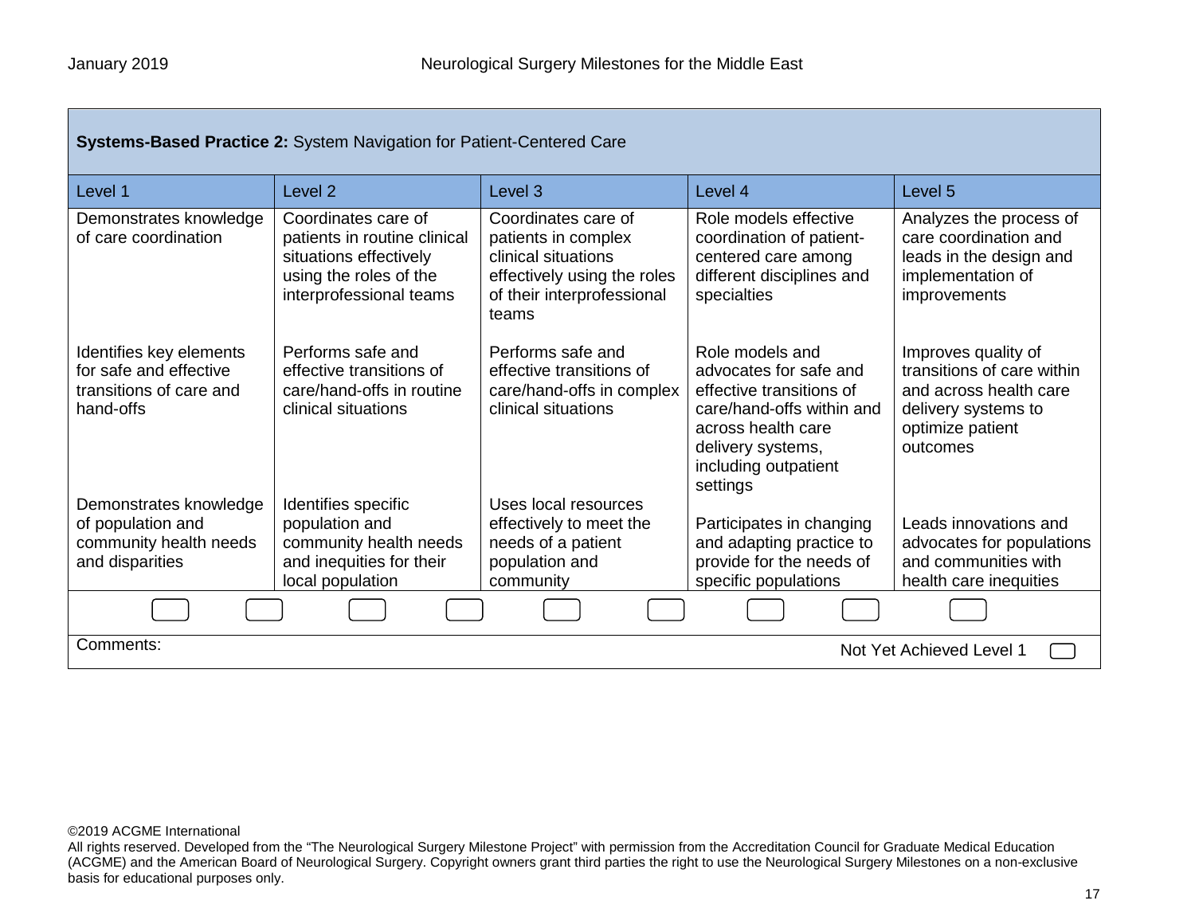| **Systems-Based Practice 2:** System Navigation for Patient-Centered Care | | | | |
|---|---|---|---|---|
| Level 1 | Level 2 | Level 3 | Level 4 | Level 5 |
| Demonstrates knowledge of care coordination | Coordinates care of patients in routine clinical situations effectively using the roles of the interprofessional teams | Coordinates care of patients in complex clinical situations effectively using the roles of their interprofessional teams | Role models effective coordination of patient-centered care among different disciplines and specialties | Analyzes the process of care coordination and leads in the design and implementation of improvements |
| Identifies key elements for safe and effective transitions of care and hand-offs | Performs safe and effective transitions of care/hand-offs in routine clinical situations | Performs safe and effective transitions of care/hand-offs in complex clinical situations | Role models and advocates for safe and effective transitions of care/hand-offs within and across health care delivery systems, including outpatient settings | Improves quality of transitions of care within and across health care delivery systems to optimize patient outcomes |
| Demonstrates knowledge of population and community health needs and disparities | Identifies specific population and community health needs and inequities for their local population | Uses local resources effectively to meet the needs of a patient population and community | Participates in changing and adapting practice to provide for the needs of specific populations | Leads innovations and advocates for populations and communities with health care inequities |

Comments:

Not Yet Achieved Level 1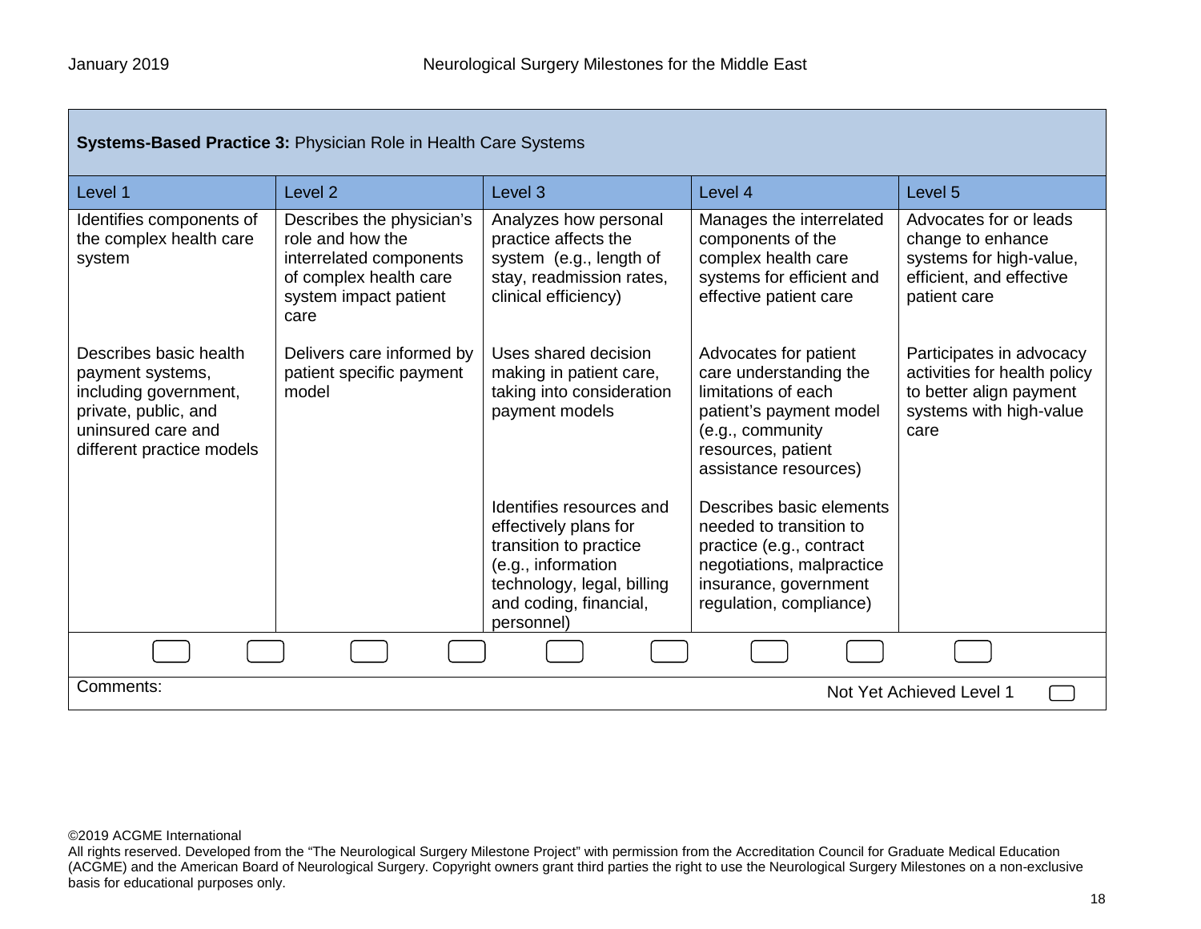**Systems-Based Practice 3:** Physician Role in Health Care Systems

| Level 1 | Level 2 | Level 3 | Level 4 | Level 5 |
|---|---|---|---|---|
| Identifies components of the complex health care system | Describes the physician's role and how the interrelated components of complex health care system impact patient care | Analyzes how personal practice affects the system (e.g., length of stay, readmission rates, clinical efficiency) | Manages the interrelated components of the complex health care systems for efficient and effective patient care | Advocates for or leads change to enhance systems for high-value, efficient, and effective patient care |
| Describes basic health payment systems, including government, private, public, and uninsured care and different practice models | Delivers care informed by patient specific payment model | Uses shared decision making in patient care, taking into consideration payment models | Advocates for patient care understanding the limitations of each patient's payment model (e.g., community resources, patient assistance resources) | Participates in advocacy activities for health policy to better align payment systems with high-value care |
| | | Identifies resources and effectively plans for transition to practice (e.g., information technology, legal, billing and coding, financial, personnel) | Describes basic elements needed to transition to practice (e.g., contract negotiations, malpractice insurance, government regulation, compliance) | |

Comments:

Not Yet Achieved Level 1

©2019 ACGME International
All rights reserved. Developed from the "The Neurological Surgery Milestone Project" with permission from the Accreditation Council for Graduate Medical Education (ACGME) and the American Board of Neurological Surgery. Copyright owners grant third parties the right to use the Neurological Surgery Milestones on a non-exclusive basis for educational purposes only.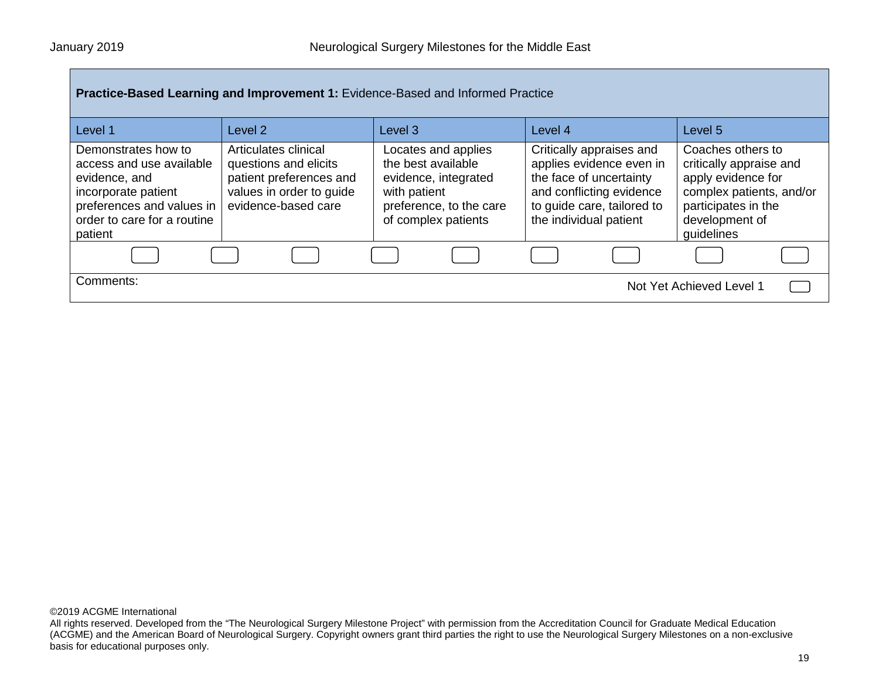| **Practice-Based Learning and Improvement 1:** Evidence-Based and Informed Practice | | | | |
|---|---|---|---|---|
| Level 1 | Level 2 | Level 3 | Level 4 | Level 5 |
| Demonstrates how to access and use available evidence, and incorporate patient preferences and values in order to care for a routine patient | Articulates clinical questions and elicits patient preferences and values in order to guide evidence-based care | Locates and applies the best available evidence, integrated with patient preference, to the care of complex patients | Critically appraises and applies evidence even in the face of uncertainty and conflicting evidence to guide care, tailored to the individual patient | Coaches others to critically appraise and apply evidence for complex patients, and/or participates in the development of guidelines |

Comments:

Not Yet Achieved Level 1

©2019 ACGME International
All rights reserved. Developed from the "The Neurological Surgery Milestone Project" with permission from the Accreditation Council for Graduate Medical Education (ACGME) and the American Board of Neurological Surgery. Copyright owners grant third parties the right to use the Neurological Surgery Milestones on a non-exclusive basis for educational purposes only.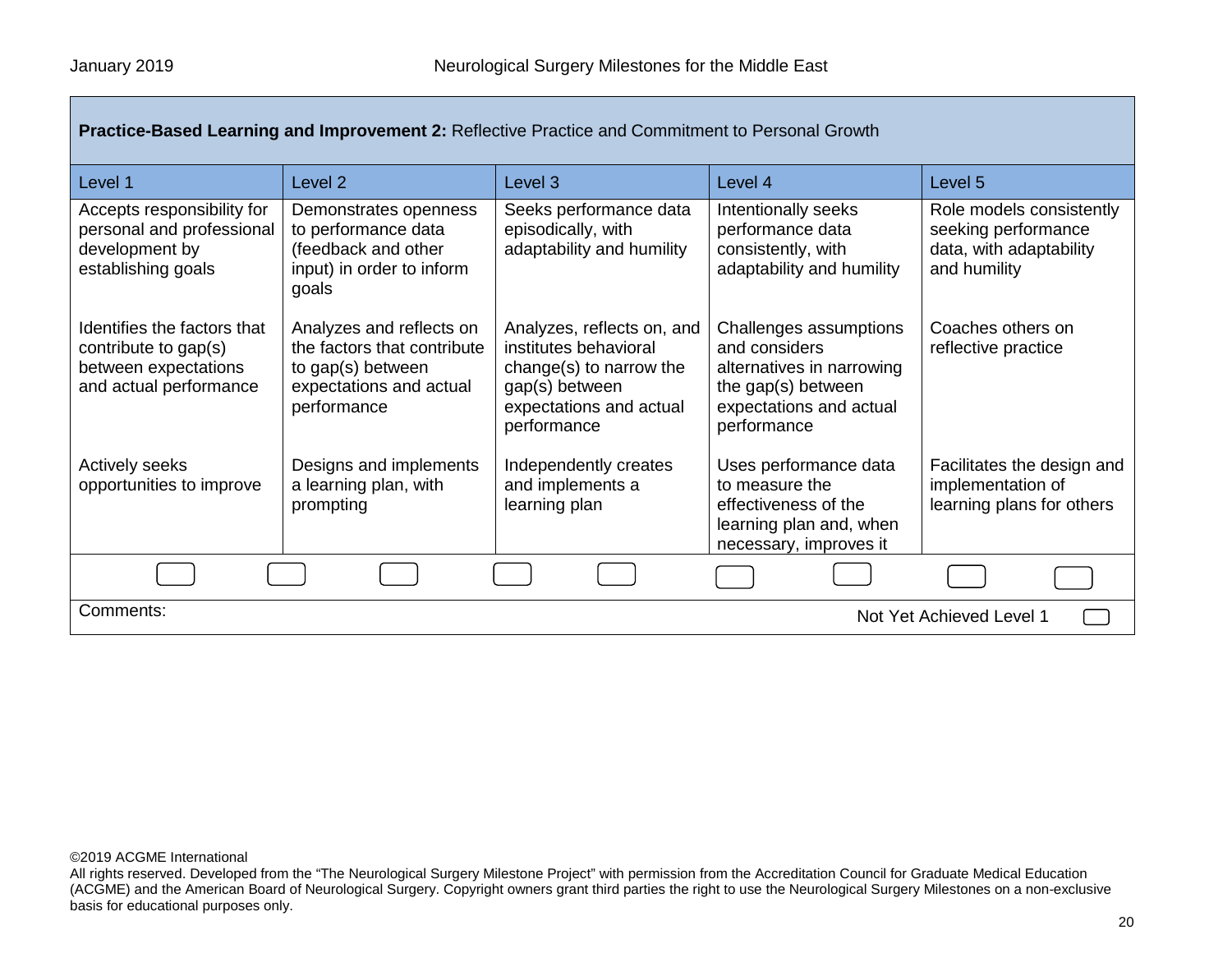**Practice-Based Learning and Improvement 2:** Reflective Practice and Commitment to Personal Growth

| Level 1 | Level 2 | Level 3 | Level 4 | Level 5 |
|---|---|---|---|---|
| Accepts responsibility for personal and professional development by establishing goals | Demonstrates openness to performance data (feedback and other input) in order to inform goals | Seeks performance data episodically, with adaptability and humility | Intentionally seeks performance data consistently, with adaptability and humility | Role models consistently seeking performance data, with adaptability and humility |
| Identifies the factors that contribute to gap(s) between expectations and actual performance | Analyzes and reflects on the factors that contribute to gap(s) between expectations and actual performance | Analyzes, reflects on, and institutes behavioral change(s) to narrow the gap(s) between expectations and actual performance | Challenges assumptions and considers alternatives in narrowing the gap(s) between expectations and actual performance | Coaches others on reflective practice |
| Actively seeks opportunities to improve | Designs and implements a learning plan, with prompting | Independently creates and implements a learning plan | Uses performance data to measure the effectiveness of the learning plan and, when necessary, improves it | Facilitates the design and implementation of learning plans for others |

Comments:

Not Yet Achieved Level 1

©2019 ACGME International
All rights reserved. Developed from the "The Neurological Surgery Milestone Project" with permission from the Accreditation Council for Graduate Medical Education (ACGME) and the American Board of Neurological Surgery. Copyright owners grant third parties the right to use the Neurological Surgery Milestones on a non-exclusive basis for educational purposes only.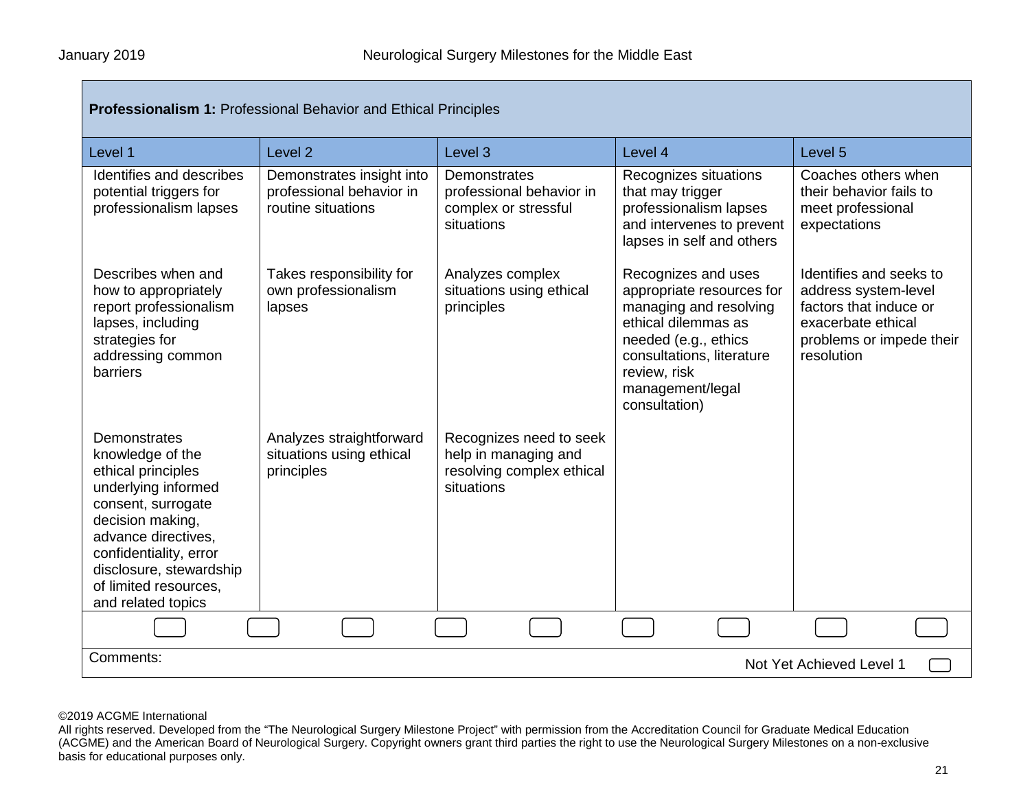**Professionalism 1:** Professional Behavior and Ethical Principles

| Level 1 | Level 2 | Level 3 | Level 4 | Level 5 |
|---|---|---|---|---|
| Identifies and describes potential triggers for professionalism lapses | Demonstrates insight into professional behavior in routine situations | Demonstrates professional behavior in complex or stressful situations | Recognizes situations that may trigger professionalism lapses and intervenes to prevent lapses in self and others | Coaches others when their behavior fails to meet professional expectations |
| Describes when and how to appropriately report professionalism lapses, including strategies for addressing common barriers | Takes responsibility for own professionalism lapses | Analyzes complex situations using ethical principles | Recognizes and uses appropriate resources for managing and resolving ethical dilemmas as needed (e.g., ethics consultations, literature review, risk management/legal consultation) | Identifies and seeks to address system-level factors that induce or exacerbate ethical problems or impede their resolution |
| Demonstrates knowledge of the ethical principles underlying informed consent, surrogate decision making, advance directives, confidentiality, error disclosure, stewardship of limited resources, and related topics | Analyzes straightforward situations using ethical principles | Recognizes need to seek help in managing and resolving complex ethical situations | | |

Comments:

Not Yet Achieved Level 1

©2019 ACGME International
All rights reserved. Developed from the "The Neurological Surgery Milestone Project" with permission from the Accreditation Council for Graduate Medical Education (ACGME) and the American Board of Neurological Surgery. Copyright owners grant third parties the right to use the Neurological Surgery Milestones on a non-exclusive basis for educational purposes only.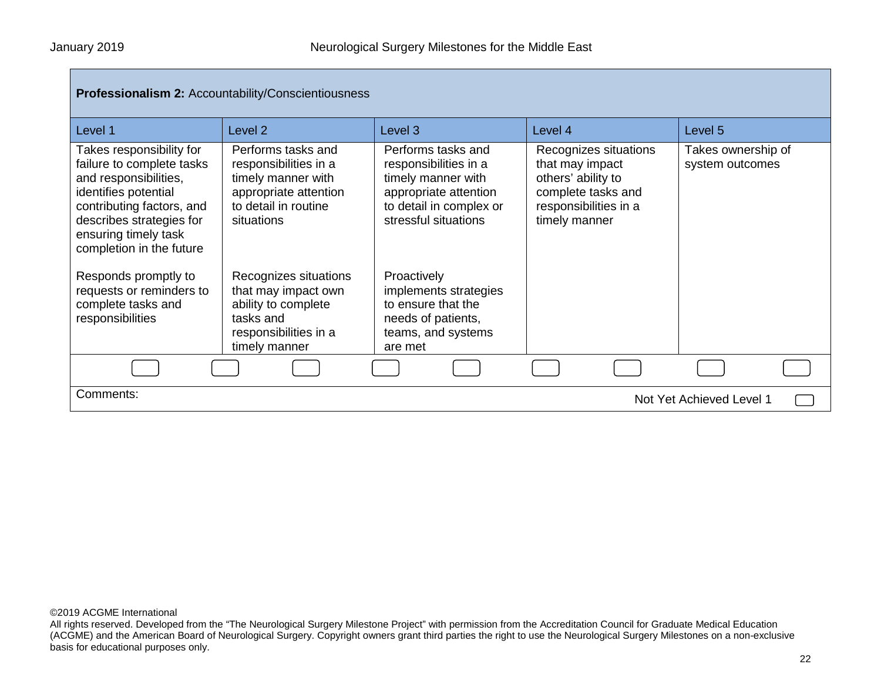**Professionalism 2:** Accountability/Conscientiousness

| Level 1 | Level 2 | Level 3 | Level 4 | Level 5 |
|---|---|---|---|---|
| Takes responsibility for failure to complete tasks and responsibilities, identifies potential contributing factors, and describes strategies for ensuring timely task completion in the future<br><br>Responds promptly to requests or reminders to complete tasks and responsibilities | Performs tasks and responsibilities in a timely manner with appropriate attention to detail in routine situations<br><br>Recognizes situations that may impact own ability to complete tasks and responsibilities in a timely manner | Performs tasks and responsibilities in a timely manner with appropriate attention to detail in complex or stressful situations<br><br>Proactively implements strategies to ensure that the needs of patients, teams, and systems are met | Recognizes situations that may impact others' ability to complete tasks and responsibilities in a timely manner | Takes ownership of system outcomes |

Comments:

Not Yet Achieved Level 1

©2019 ACGME International
All rights reserved. Developed from the "The Neurological Surgery Milestone Project" with permission from the Accreditation Council for Graduate Medical Education (ACGME) and the American Board of Neurological Surgery. Copyright owners grant third parties the right to use the Neurological Surgery Milestones on a non-exclusive basis for educational purposes only.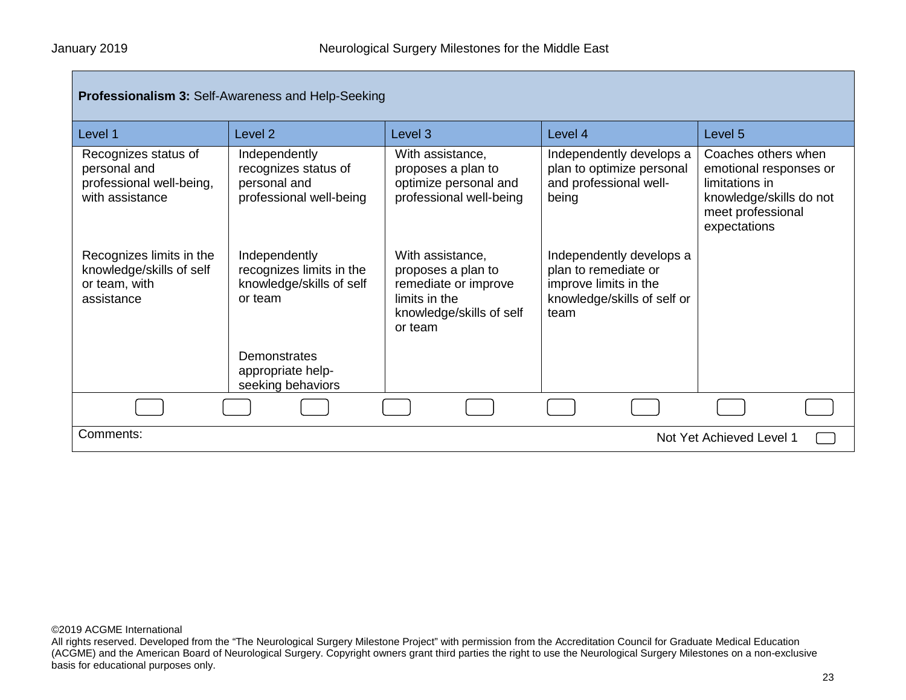| **Professionalism 3:** Self-Awareness and Help-Seeking | | | | |
|---|---|---|---|---|
| Level 1 | Level 2 | Level 3 | Level 4 | Level 5 |
| Recognizes status of personal and professional well-being, with assistance | Independently recognizes status of personal and professional well-being | With assistance, proposes a plan to optimize personal and professional well-being | Independently develops a plan to optimize personal and professional well-being | Coaches others when emotional responses or limitations in knowledge/skills do not meet professional expectations |
| Recognizes limits in the knowledge/skills of self or team, with assistance | Independently recognizes limits in the knowledge/skills of self or team | With assistance, proposes a plan to remediate or improve limits in the knowledge/skills of self or team | Independently develops a plan to remediate or improve limits in the knowledge/skills of self or team | |
| | Demonstrates appropriate help-seeking behaviors | | | |

Comments:

Not Yet Achieved Level 1

©2019 ACGME International
All rights reserved. Developed from the "The Neurological Surgery Milestone Project" with permission from the Accreditation Council for Graduate Medical Education (ACGME) and the American Board of Neurological Surgery. Copyright owners grant third parties the right to use the Neurological Surgery Milestones on a non-exclusive basis for educational purposes only.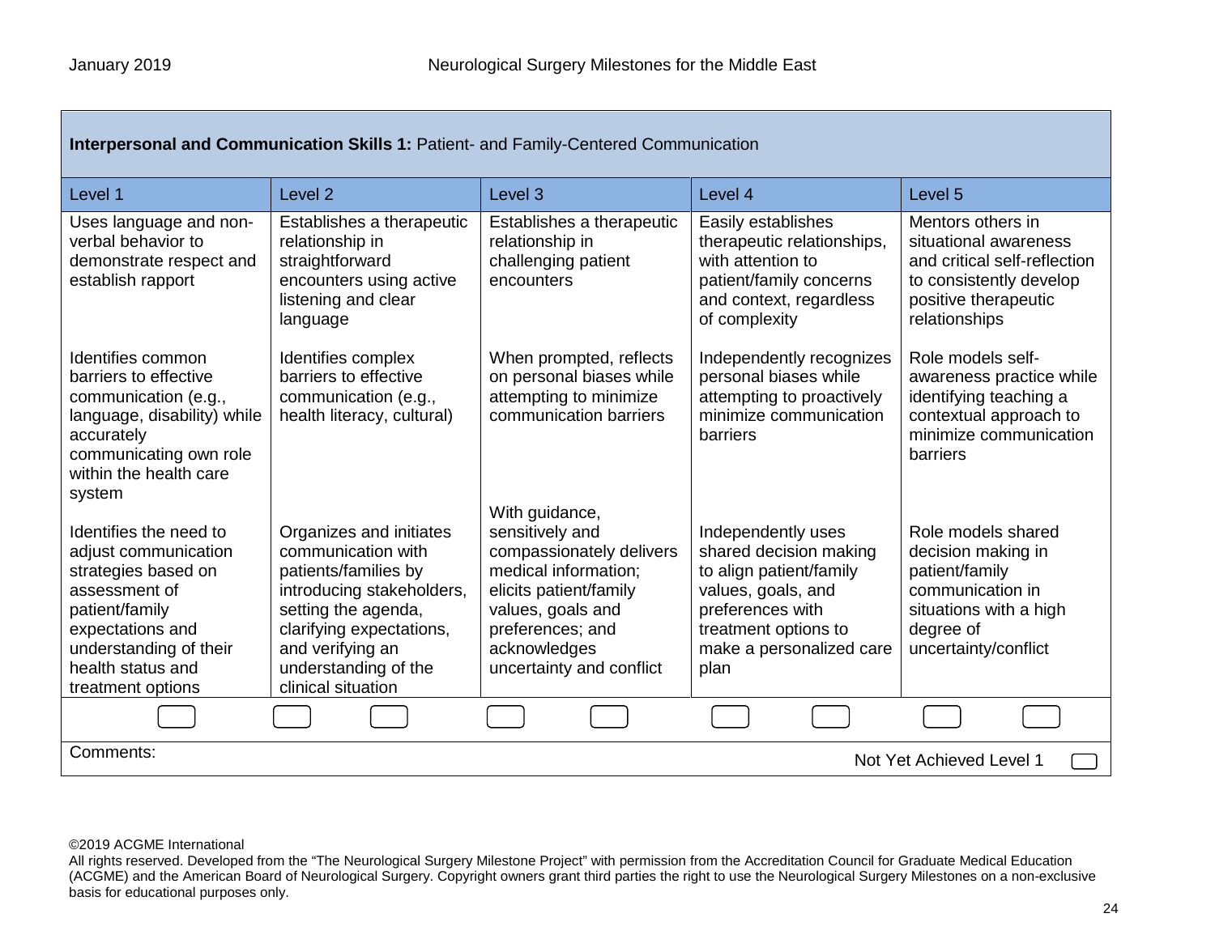| **Interpersonal and Communication Skills 1:** Patient- and Family-Centered Communication | | | | |
|---|---|---|---|---|
| Level 1 | Level 2 | Level 3 | Level 4 | Level 5 |
| Uses language and non-verbal behavior to demonstrate respect and establish rapport | Establishes a therapeutic relationship in straightforward encounters using active listening and clear language | Establishes a therapeutic relationship in challenging patient encounters | Easily establishes therapeutic relationships, with attention to patient/family concerns and context, regardless of complexity | Mentors others in situational awareness and critical self-reflection to consistently develop positive therapeutic relationships |
| Identifies common barriers to effective communication (e.g., language, disability) while accurately communicating own role within the health care system | Identifies complex barriers to effective communication (e.g., health literacy, cultural) | When prompted, reflects on personal biases while attempting to minimize communication barriers | Independently recognizes personal biases while attempting to proactively minimize communication barriers | Role models self-awareness practice while identifying teaching a contextual approach to minimize communication barriers |
| Identifies the need to adjust communication strategies based on assessment of patient/family expectations and understanding of their health status and treatment options | Organizes and initiates communication with patients/families by introducing stakeholders, setting the agenda, clarifying expectations, and verifying an understanding of the clinical situation | With guidance, sensitively and compassionately delivers medical information; elicits patient/family values, goals and preferences; and acknowledges uncertainty and conflict | Independently uses shared decision making to align patient/family values, goals, and preferences with treatment options to make a personalized care plan | Role models shared decision making in patient/family communication in situations with a high degree of uncertainty/conflict |

Comments:

Not Yet Achieved Level 1

©2019 ACGME International
All rights reserved. Developed from the “The Neurological Surgery Milestone Project” with permission from the Accreditation Council for Graduate Medical Education (ACGME) and the American Board of Neurological Surgery. Copyright owners grant third parties the right to use the Neurological Surgery Milestones on a non-exclusive basis for educational purposes only.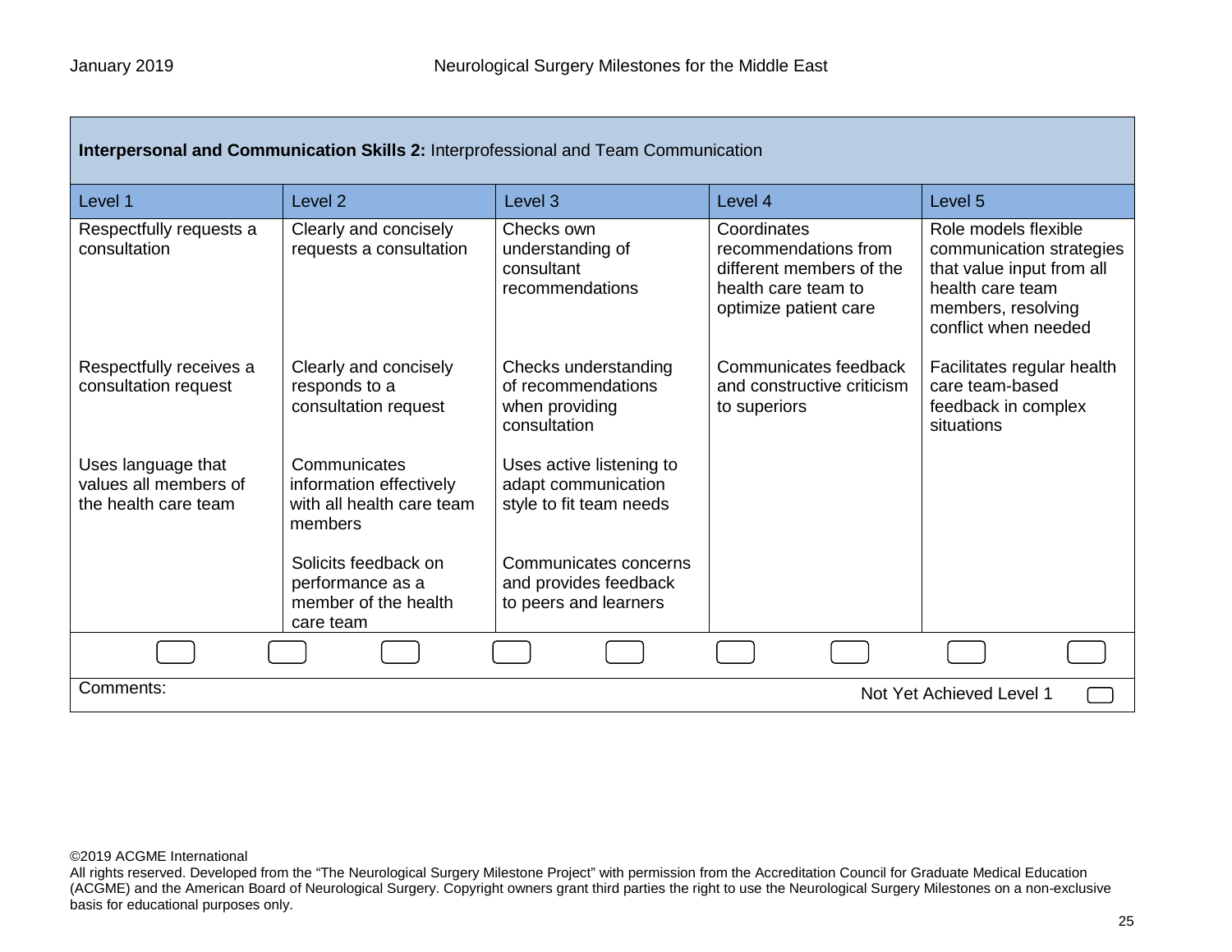| **Interpersonal and Communication Skills 2:** Interprofessional and Team Communication | | | | |
|---|---|---|---|---|
| Level 1 | Level 2 | Level 3 | Level 4 | Level 5 |
| Respectfully requests a consultation | Clearly and concisely requests a consultation | Checks own understanding of consultant recommendations | Coordinates recommendations from different members of the health care team to optimize patient care | Role models flexible communication strategies that value input from all health care team members, resolving conflict when needed |
| Respectfully receives a consultation request | Clearly and concisely responds to a consultation request | Checks understanding of recommendations when providing consultation | Communicates feedback and constructive criticism to superiors | Facilitates regular health care team-based feedback in complex situations |
| Uses language that values all members of the health care team | Communicates information effectively with all health care team members | Uses active listening to adapt communication style to fit team needs | | |
| | Solicits feedback on performance as a member of the health care team | Communicates concerns and provides feedback to peers and learners | | |

Comments: Not Yet Achieved Level 1

©2019 ACGME International
All rights reserved. Developed from the "The Neurological Surgery Milestone Project" with permission from the Accreditation Council for Graduate Medical Education (ACGME) and the American Board of Neurological Surgery. Copyright owners grant third parties the right to use the Neurological Surgery Milestones on a non-exclusive basis for educational purposes only.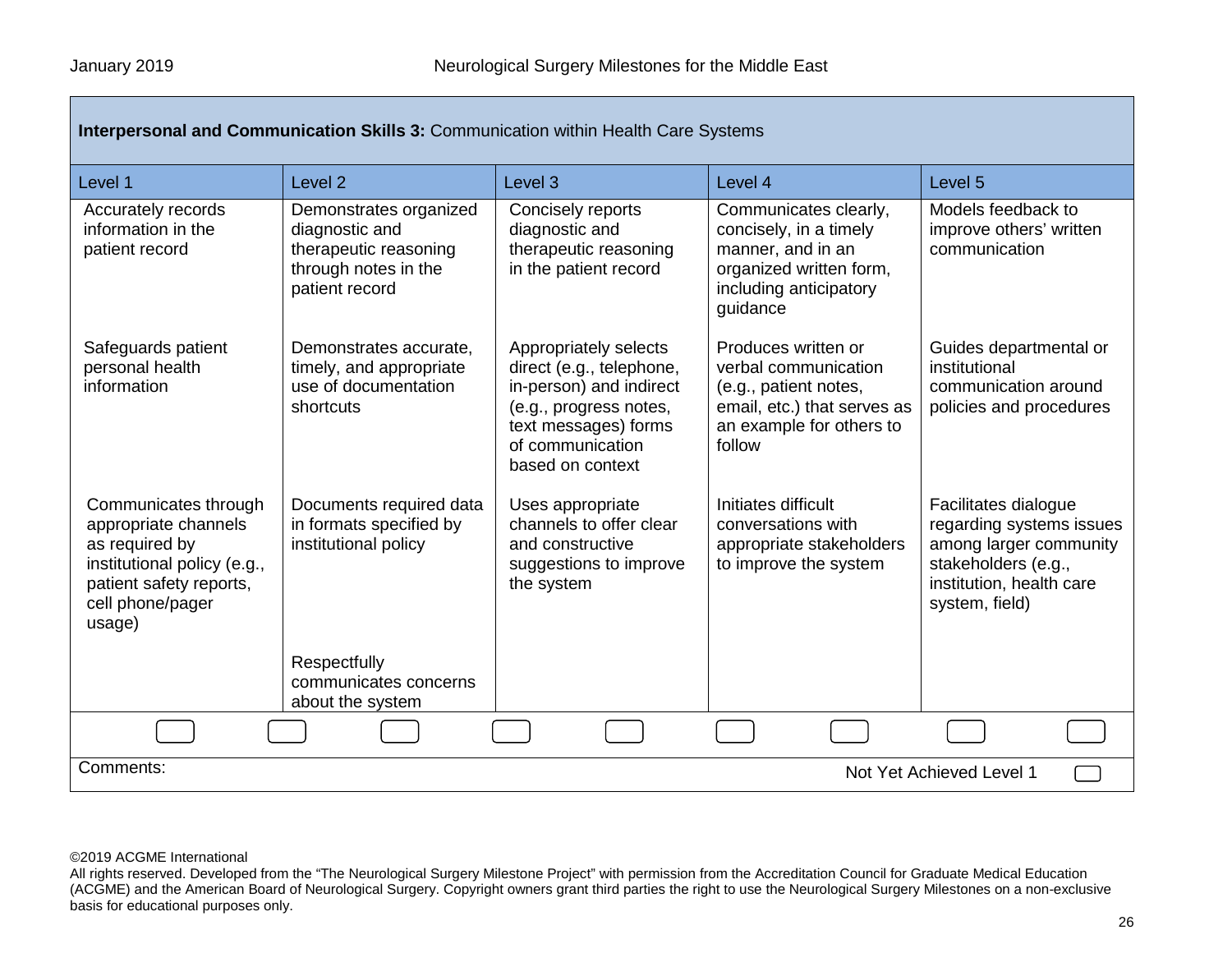| **Interpersonal and Communication Skills 3:** Communication within Health Care Systems | | | | |
|---|---|---|---|---|
| Level 1 | Level 2 | Level 3 | Level 4 | Level 5 |
| Accurately records information in the patient record | Demonstrates organized diagnostic and therapeutic reasoning through notes in the patient record | Concisely reports diagnostic and therapeutic reasoning in the patient record | Communicates clearly, concisely, in a timely manner, and in an organized written form, including anticipatory guidance | Models feedback to improve others' written communication |
| Safeguards patient personal health information | Demonstrates accurate, timely, and appropriate use of documentation shortcuts | Appropriately selects direct (e.g., telephone, in-person) and indirect (e.g., progress notes, text messages) forms of communication based on context | Produces written or verbal communication (e.g., patient notes, email, etc.) that serves as an example for others to follow | Guides departmental or institutional communication around policies and procedures |
| Communicates through appropriate channels as required by institutional policy (e.g., patient safety reports, cell phone/pager usage) | Documents required data in formats specified by institutional policy | Uses appropriate channels to offer clear and constructive suggestions to improve the system | Initiates difficult conversations with appropriate stakeholders to improve the system | Facilitates dialogue regarding systems issues among larger community stakeholders (e.g., institution, health care system, field) |
| | Respectfully communicates concerns about the system | | | |

Comments:

Not Yet Achieved Level 1

©2019 ACGME International
All rights reserved. Developed from the "The Neurological Surgery Milestone Project" with permission from the Accreditation Council for Graduate Medical Education (ACGME) and the American Board of Neurological Surgery. Copyright owners grant third parties the right to use the Neurological Surgery Milestones on a non-exclusive basis for educational purposes only.